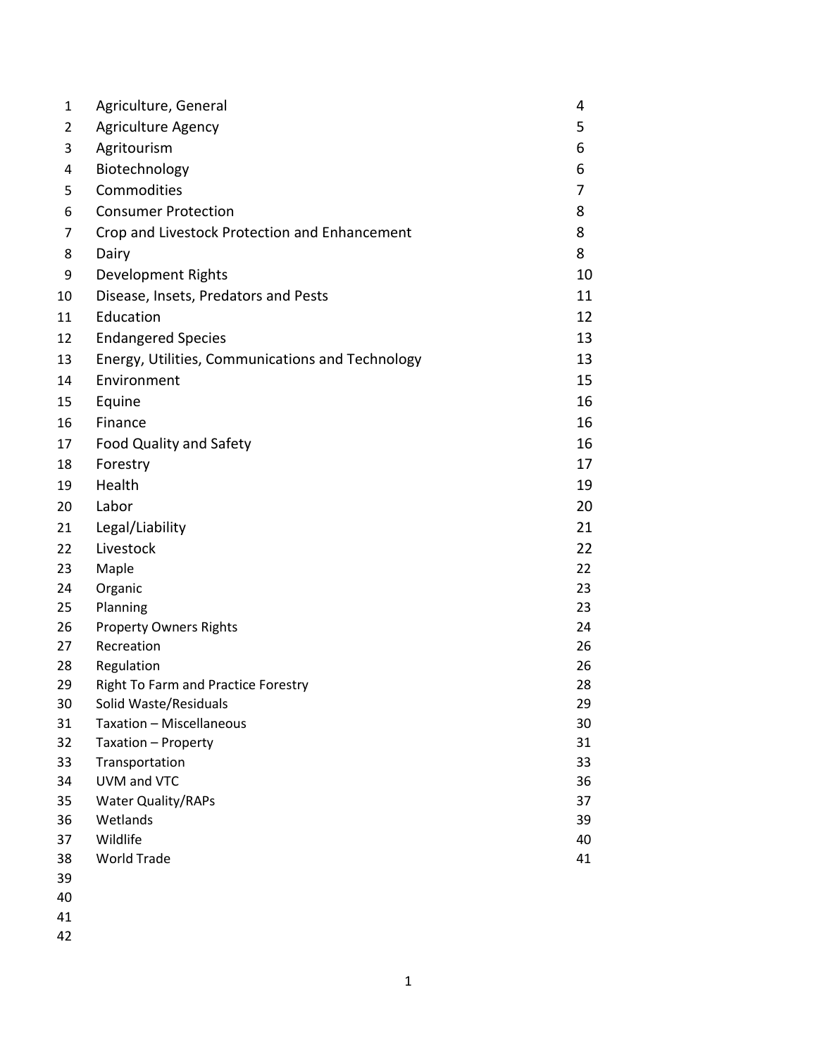| | |
|---|---|
| Agriculture, General | 4 |
| Agriculture Agency | 5 |
| Agritourism | 6 |
| Biotechnology | 6 |
| Commodities | 7 |
| Consumer Protection | 8 |
| Crop and Livestock Protection and Enhancement | 8 |
| Dairy | 8 |
| Development Rights | 10 |
| Disease, Insets, Predators and Pests | 11 |
| Education | 12 |
| Endangered Species | 13 |
| Energy, Utilities, Communications and Technology | 13 |
| Environment | 15 |
| Equine | 16 |
| Finance | 16 |
| Food Quality and Safety | 16 |
| Forestry | 17 |
| Health | 19 |
| Labor | 20 |
| Legal/Liability | 21 |
| Livestock | 22 |
| Maple | 22 |
| Organic | 23 |
| Planning | 23 |
| Property Owners Rights | 24 |
| Recreation | 26 |
| Regulation | 26 |
| Right To Farm and Practice Forestry | 28 |
| Solid Waste/Residuals | 29 |
| Taxation – Miscellaneous | 30 |
| Taxation – Property | 31 |
| Transportation | 33 |
| UVM and VTC | 36 |
| Water Quality/RAPs | 37 |
| Wetlands | 39 |
| Wildlife | 40 |
| World Trade | 41 |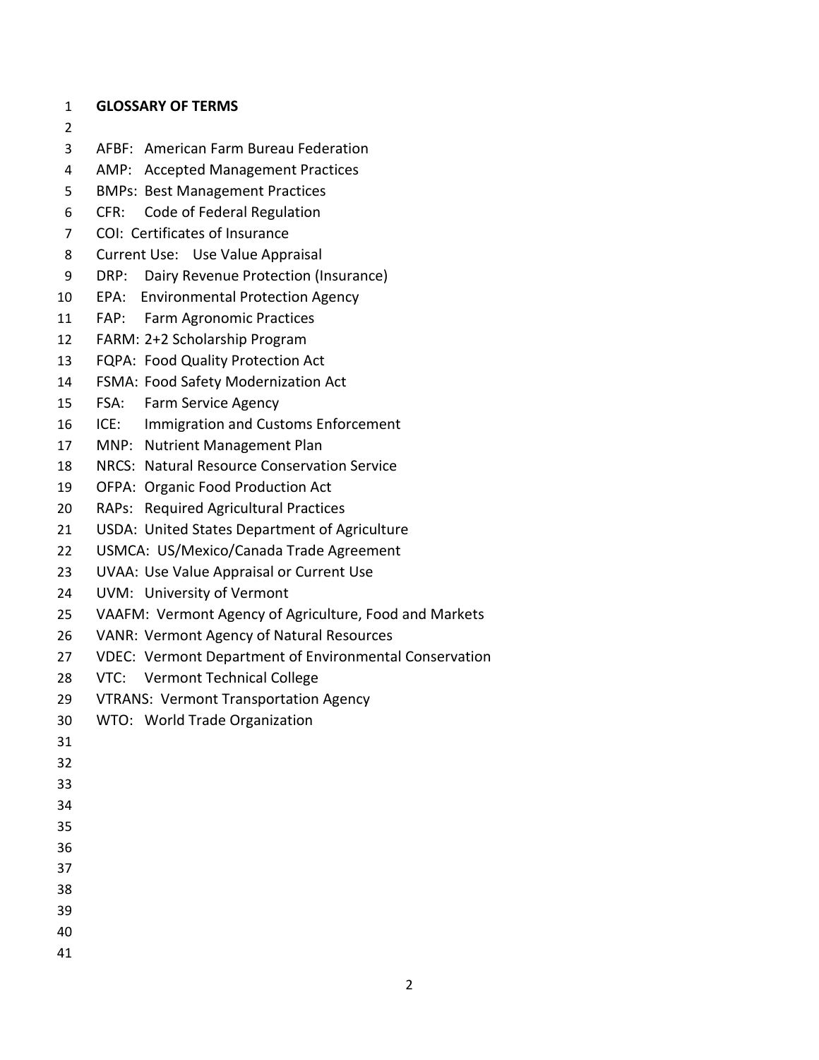# GLOSSARY OF TERMS

AFBF: American Farm Bureau Federation
AMP: Accepted Management Practices
BMPs: Best Management Practices
CFR: Code of Federal Regulation
COI: Certificates of Insurance
Current Use: Use Value Appraisal
DRP: Dairy Revenue Protection (Insurance)
EPA: Environmental Protection Agency
FAP: Farm Agronomic Practices
FARM: 2+2 Scholarship Program
FQPA: Food Quality Protection Act
FSMA: Food Safety Modernization Act
FSA: Farm Service Agency
ICE: Immigration and Customs Enforcement
MNP: Nutrient Management Plan
NRCS: Natural Resource Conservation Service
OFPA: Organic Food Production Act
RAPs: Required Agricultural Practices
USDA: United States Department of Agriculture
USMCA: US/Mexico/Canada Trade Agreement
UVAA: Use Value Appraisal or Current Use
UVM: University of Vermont
VAAFM: Vermont Agency of Agriculture, Food and Markets
VANR: Vermont Agency of Natural Resources
VDEC: Vermont Department of Environmental Conservation
VTC: Vermont Technical College
VTRANS: Vermont Transportation Agency
WTO: World Trade Organization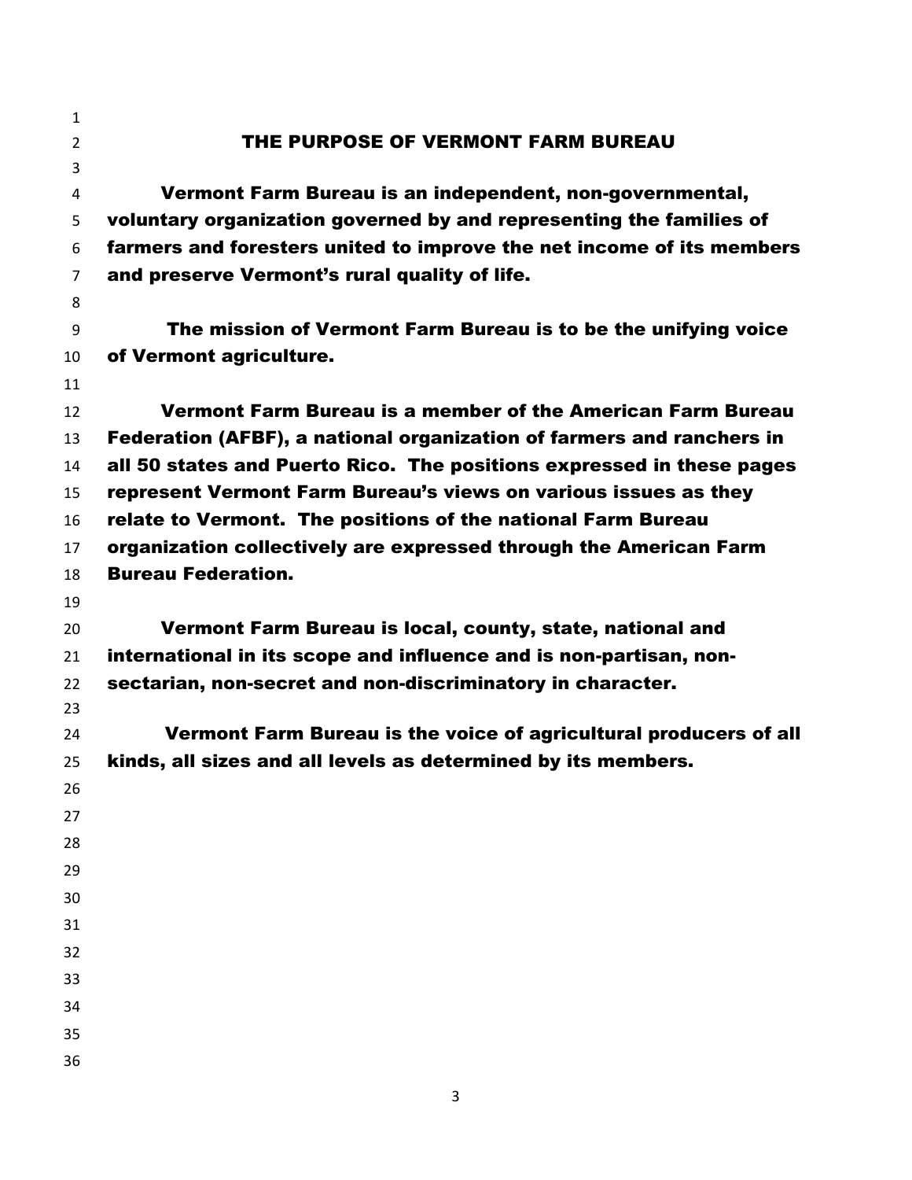# THE PURPOSE OF VERMONT FARM BUREAU

**Vermont Farm Bureau is an independent, non-governmental, voluntary organization governed by and representing the families of farmers and foresters united to improve the net income of its members and preserve Vermont's rural quality of life.**

**The mission of Vermont Farm Bureau is to be the unifying voice of Vermont agriculture.**

**Vermont Farm Bureau is a member of the American Farm Bureau Federation (AFBF), a national organization of farmers and ranchers in all 50 states and Puerto Rico. The positions expressed in these pages represent Vermont Farm Bureau's views on various issues as they relate to Vermont. The positions of the national Farm Bureau organization collectively are expressed through the American Farm Bureau Federation.**

**Vermont Farm Bureau is local, county, state, national and international in its scope and influence and is non-partisan, non-sectarian, non-secret and non-discriminatory in character.**

**Vermont Farm Bureau is the voice of agricultural producers of all kinds, all sizes and all levels as determined by its members.**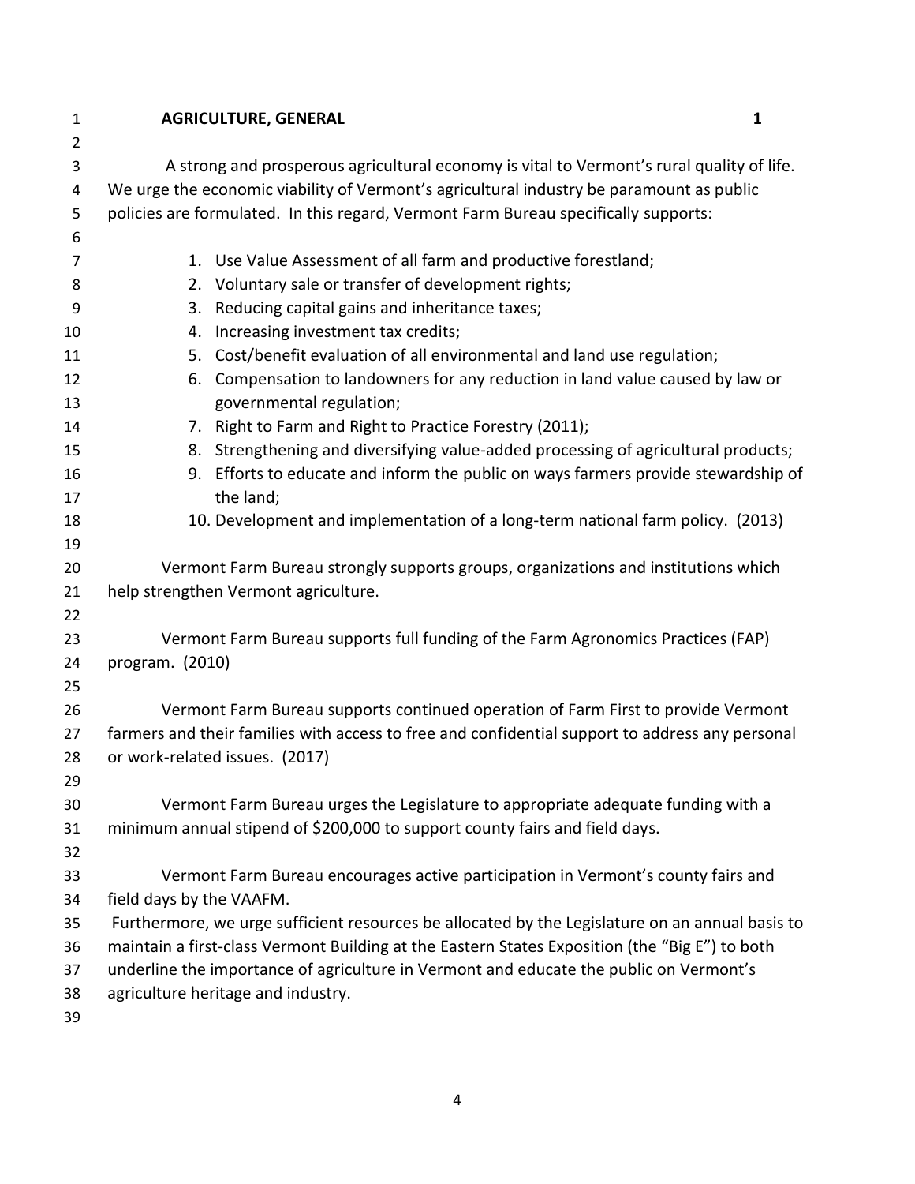## AGRICULTURE, GENERAL 1

A strong and prosperous agricultural economy is vital to Vermont's rural quality of life. We urge the economic viability of Vermont's agricultural industry be paramount as public policies are formulated. In this regard, Vermont Farm Bureau specifically supports:

1. Use Value Assessment of all farm and productive forestland;
2. Voluntary sale or transfer of development rights;
3. Reducing capital gains and inheritance taxes;
4. Increasing investment tax credits;
5. Cost/benefit evaluation of all environmental and land use regulation;
6. Compensation to landowners for any reduction in land value caused by law or governmental regulation;
7. Right to Farm and Right to Practice Forestry (2011);
8. Strengthening and diversifying value-added processing of agricultural products;
9. Efforts to educate and inform the public on ways farmers provide stewardship of the land;
10. Development and implementation of a long-term national farm policy. (2013)

Vermont Farm Bureau strongly supports groups, organizations and institutions which help strengthen Vermont agriculture.

Vermont Farm Bureau supports full funding of the Farm Agronomics Practices (FAP) program. (2010)

Vermont Farm Bureau supports continued operation of Farm First to provide Vermont farmers and their families with access to free and confidential support to address any personal or work-related issues. (2017)

Vermont Farm Bureau urges the Legislature to appropriate adequate funding with a minimum annual stipend of $200,000 to support county fairs and field days.

Vermont Farm Bureau encourages active participation in Vermont's county fairs and field days by the VAAFM.
Furthermore, we urge sufficient resources be allocated by the Legislature on an annual basis to maintain a first-class Vermont Building at the Eastern States Exposition (the "Big E") to both underline the importance of agriculture in Vermont and educate the public on Vermont's agriculture heritage and industry.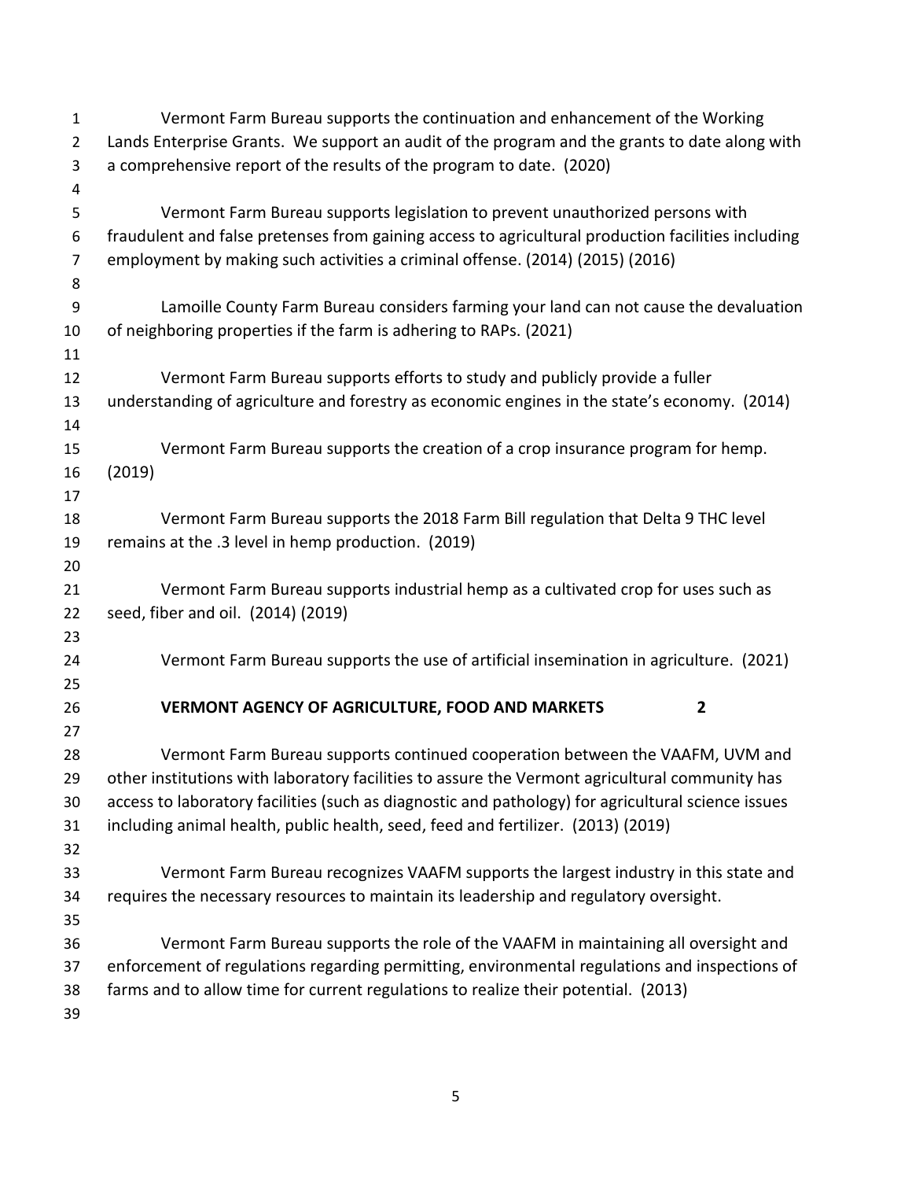Vermont Farm Bureau supports the continuation and enhancement of the Working Lands Enterprise Grants. We support an audit of the program and the grants to date along with a comprehensive report of the results of the program to date. (2020)

Vermont Farm Bureau supports legislation to prevent unauthorized persons with fraudulent and false pretenses from gaining access to agricultural production facilities including employment by making such activities a criminal offense. (2014) (2015) (2016)

Lamoille County Farm Bureau considers farming your land can not cause the devaluation of neighboring properties if the farm is adhering to RAPs. (2021)

Vermont Farm Bureau supports efforts to study and publicly provide a fuller understanding of agriculture and forestry as economic engines in the state's economy. (2014)

Vermont Farm Bureau supports the creation of a crop insurance program for hemp. (2019)

Vermont Farm Bureau supports the 2018 Farm Bill regulation that Delta 9 THC level remains at the .3 level in hemp production. (2019)

Vermont Farm Bureau supports industrial hemp as a cultivated crop for uses such as seed, fiber and oil. (2014) (2019)

Vermont Farm Bureau supports the use of artificial insemination in agriculture. (2021)

## VERMONT AGENCY OF AGRICULTURE, FOOD AND MARKETS 2

Vermont Farm Bureau supports continued cooperation between the VAAFM, UVM and other institutions with laboratory facilities to assure the Vermont agricultural community has access to laboratory facilities (such as diagnostic and pathology) for agricultural science issues including animal health, public health, seed, feed and fertilizer. (2013) (2019)

Vermont Farm Bureau recognizes VAAFM supports the largest industry in this state and requires the necessary resources to maintain its leadership and regulatory oversight.

Vermont Farm Bureau supports the role of the VAAFM in maintaining all oversight and enforcement of regulations regarding permitting, environmental regulations and inspections of farms and to allow time for current regulations to realize their potential. (2013)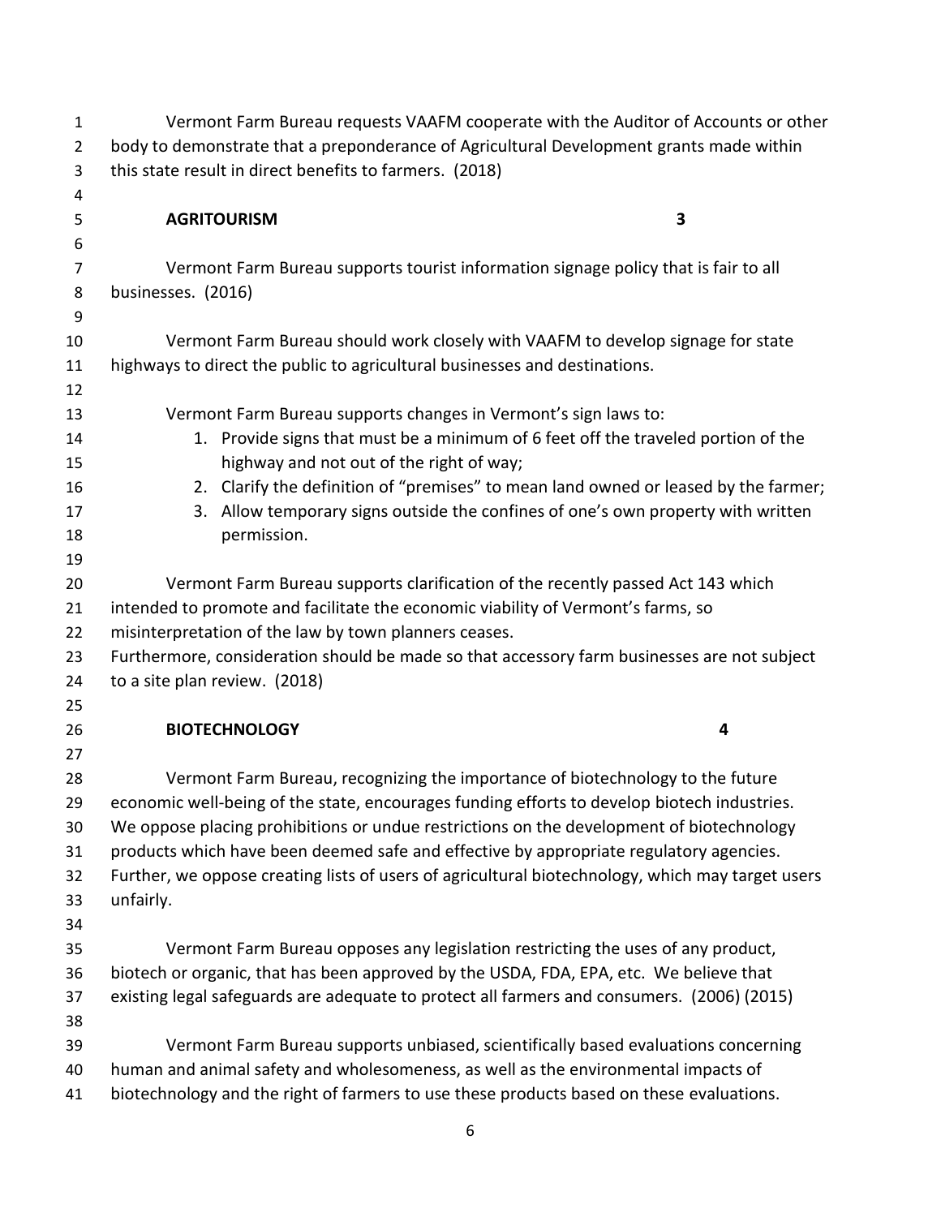Vermont Farm Bureau requests VAAFM cooperate with the Auditor of Accounts or other body to demonstrate that a preponderance of Agricultural Development grants made within this state result in direct benefits to farmers. (2018)

## AGRITOURISM 3

Vermont Farm Bureau supports tourist information signage policy that is fair to all businesses. (2016)

Vermont Farm Bureau should work closely with VAAFM to develop signage for state highways to direct the public to agricultural businesses and destinations.

Vermont Farm Bureau supports changes in Vermont's sign laws to:

1. Provide signs that must be a minimum of 6 feet off the traveled portion of the highway and not out of the right of way;
2. Clarify the definition of "premises" to mean land owned or leased by the farmer;
3. Allow temporary signs outside the confines of one's own property with written permission.

Vermont Farm Bureau supports clarification of the recently passed Act 143 which intended to promote and facilitate the economic viability of Vermont's farms, so misinterpretation of the law by town planners ceases.
Furthermore, consideration should be made so that accessory farm businesses are not subject to a site plan review. (2018)

## BIOTECHNOLOGY 4

Vermont Farm Bureau, recognizing the importance of biotechnology to the future economic well-being of the state, encourages funding efforts to develop biotech industries. We oppose placing prohibitions or undue restrictions on the development of biotechnology products which have been deemed safe and effective by appropriate regulatory agencies. Further, we oppose creating lists of users of agricultural biotechnology, which may target users unfairly.

Vermont Farm Bureau opposes any legislation restricting the uses of any product, biotech or organic, that has been approved by the USDA, FDA, EPA, etc. We believe that existing legal safeguards are adequate to protect all farmers and consumers. (2006) (2015)

Vermont Farm Bureau supports unbiased, scientifically based evaluations concerning human and animal safety and wholesomeness, as well as the environmental impacts of biotechnology and the right of farmers to use these products based on these evaluations.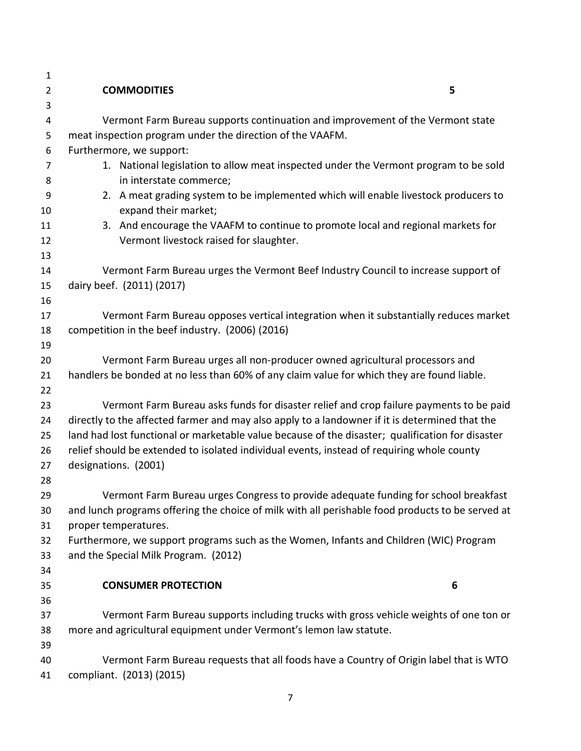## COMMODITIES 5

Vermont Farm Bureau supports continuation and improvement of the Vermont state meat inspection program under the direction of the VAAFM.
Furthermore, we support:

1. National legislation to allow meat inspected under the Vermont program to be sold in interstate commerce;
2. A meat grading system to be implemented which will enable livestock producers to expand their market;
3. And encourage the VAAFM to continue to promote local and regional markets for Vermont livestock raised for slaughter.

Vermont Farm Bureau urges the Vermont Beef Industry Council to increase support of dairy beef. (2011) (2017)

Vermont Farm Bureau opposes vertical integration when it substantially reduces market competition in the beef industry. (2006) (2016)

Vermont Farm Bureau urges all non-producer owned agricultural processors and handlers be bonded at no less than 60% of any claim value for which they are found liable.

Vermont Farm Bureau asks funds for disaster relief and crop failure payments to be paid directly to the affected farmer and may also apply to a landowner if it is determined that the land had lost functional or marketable value because of the disaster; qualification for disaster relief should be extended to isolated individual events, instead of requiring whole county designations. (2001)

Vermont Farm Bureau urges Congress to provide adequate funding for school breakfast and lunch programs offering the choice of milk with all perishable food products to be served at proper temperatures.
Furthermore, we support programs such as the Women, Infants and Children (WIC) Program and the Special Milk Program. (2012)

## CONSUMER PROTECTION 6

Vermont Farm Bureau supports including trucks with gross vehicle weights of one ton or more and agricultural equipment under Vermont's lemon law statute.

Vermont Farm Bureau requests that all foods have a Country of Origin label that is WTO compliant. (2013) (2015)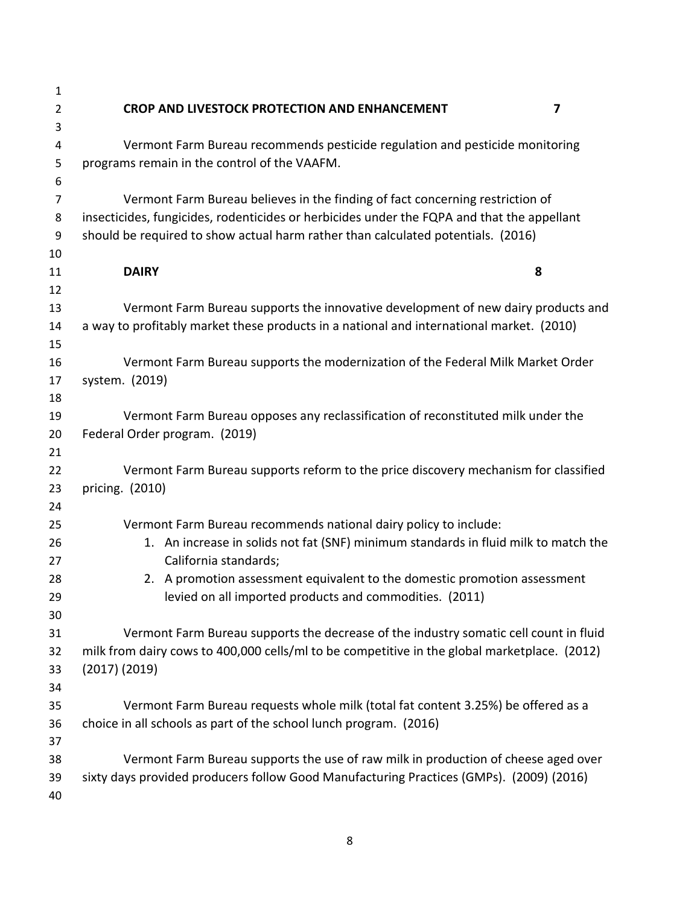## CROP AND LIVESTOCK PROTECTION AND ENHANCEMENT 7

Vermont Farm Bureau recommends pesticide regulation and pesticide monitoring programs remain in the control of the VAAFM.

Vermont Farm Bureau believes in the finding of fact concerning restriction of insecticides, fungicides, rodenticides or herbicides under the FQPA and that the appellant should be required to show actual harm rather than calculated potentials. (2016)

## DAIRY 8

Vermont Farm Bureau supports the innovative development of new dairy products and a way to profitably market these products in a national and international market. (2010)

Vermont Farm Bureau supports the modernization of the Federal Milk Market Order system. (2019)

Vermont Farm Bureau opposes any reclassification of reconstituted milk under the Federal Order program. (2019)

Vermont Farm Bureau supports reform to the price discovery mechanism for classified pricing. (2010)

Vermont Farm Bureau recommends national dairy policy to include:

1. An increase in solids not fat (SNF) minimum standards in fluid milk to match the California standards;
2. A promotion assessment equivalent to the domestic promotion assessment levied on all imported products and commodities. (2011)

Vermont Farm Bureau supports the decrease of the industry somatic cell count in fluid milk from dairy cows to 400,000 cells/ml to be competitive in the global marketplace. (2012) (2017) (2019)

Vermont Farm Bureau requests whole milk (total fat content 3.25%) be offered as a choice in all schools as part of the school lunch program. (2016)

Vermont Farm Bureau supports the use of raw milk in production of cheese aged over sixty days provided producers follow Good Manufacturing Practices (GMPs). (2009) (2016)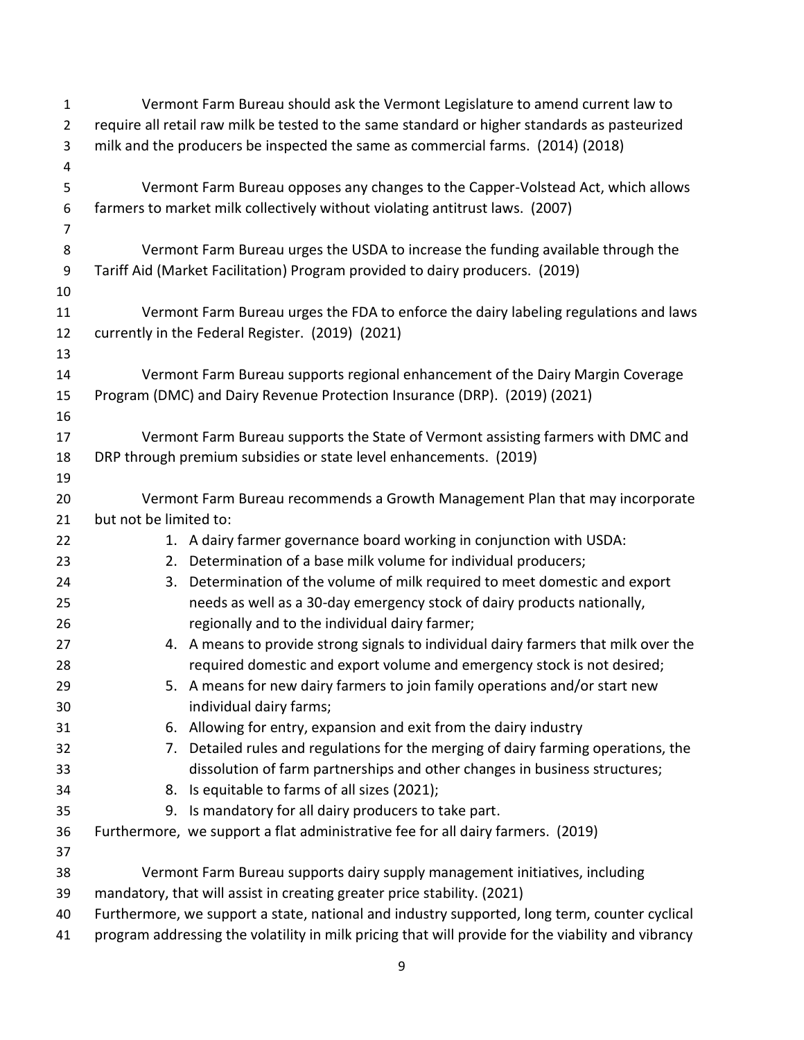Vermont Farm Bureau should ask the Vermont Legislature to amend current law to require all retail raw milk be tested to the same standard or higher standards as pasteurized milk and the producers be inspected the same as commercial farms. (2014) (2018)

Vermont Farm Bureau opposes any changes to the Capper-Volstead Act, which allows farmers to market milk collectively without violating antitrust laws. (2007)

Vermont Farm Bureau urges the USDA to increase the funding available through the Tariff Aid (Market Facilitation) Program provided to dairy producers. (2019)

Vermont Farm Bureau urges the FDA to enforce the dairy labeling regulations and laws currently in the Federal Register. (2019) (2021)

Vermont Farm Bureau supports regional enhancement of the Dairy Margin Coverage Program (DMC) and Dairy Revenue Protection Insurance (DRP). (2019) (2021)

Vermont Farm Bureau supports the State of Vermont assisting farmers with DMC and DRP through premium subsidies or state level enhancements. (2019)

Vermont Farm Bureau recommends a Growth Management Plan that may incorporate but not be limited to:

1. A dairy farmer governance board working in conjunction with USDA:
2. Determination of a base milk volume for individual producers;
3. Determination of the volume of milk required to meet domestic and export needs as well as a 30-day emergency stock of dairy products nationally, regionally and to the individual dairy farmer;
4. A means to provide strong signals to individual dairy farmers that milk over the required domestic and export volume and emergency stock is not desired;
5. A means for new dairy farmers to join family operations and/or start new individual dairy farms;
6. Allowing for entry, expansion and exit from the dairy industry
7. Detailed rules and regulations for the merging of dairy farming operations, the dissolution of farm partnerships and other changes in business structures;
8. Is equitable to farms of all sizes (2021);
9. Is mandatory for all dairy producers to take part.

Furthermore, we support a flat administrative fee for all dairy farmers. (2019)

Vermont Farm Bureau supports dairy supply management initiatives, including mandatory, that will assist in creating greater price stability. (2021)
Furthermore, we support a state, national and industry supported, long term, counter cyclical program addressing the volatility in milk pricing that will provide for the viability and vibrancy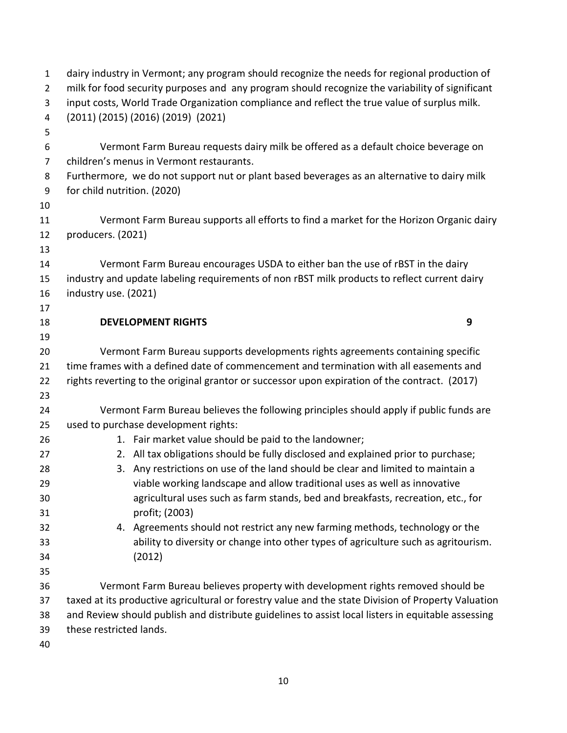dairy industry in Vermont; any program should recognize the needs for regional production of milk for food security purposes and any program should recognize the variability of significant input costs, World Trade Organization compliance and reflect the true value of surplus milk. (2011) (2015) (2016) (2019) (2021)

Vermont Farm Bureau requests dairy milk be offered as a default choice beverage on children's menus in Vermont restaurants.
Furthermore, we do not support nut or plant based beverages as an alternative to dairy milk for child nutrition. (2020)

Vermont Farm Bureau supports all efforts to find a market for the Horizon Organic dairy producers. (2021)

Vermont Farm Bureau encourages USDA to either ban the use of rBST in the dairy industry and update labeling requirements of non rBST milk products to reflect current dairy industry use. (2021)

## DEVELOPMENT RIGHTS 9

Vermont Farm Bureau supports developments rights agreements containing specific time frames with a defined date of commencement and termination with all easements and rights reverting to the original grantor or successor upon expiration of the contract. (2017)

Vermont Farm Bureau believes the following principles should apply if public funds are used to purchase development rights:

1. Fair market value should be paid to the landowner;
2. All tax obligations should be fully disclosed and explained prior to purchase;
3. Any restrictions on use of the land should be clear and limited to maintain a viable working landscape and allow traditional uses as well as innovative agricultural uses such as farm stands, bed and breakfasts, recreation, etc., for profit; (2003)
4. Agreements should not restrict any new farming methods, technology or the ability to diversity or change into other types of agriculture such as agritourism. (2012)

Vermont Farm Bureau believes property with development rights removed should be taxed at its productive agricultural or forestry value and the state Division of Property Valuation and Review should publish and distribute guidelines to assist local listers in equitable assessing these restricted lands.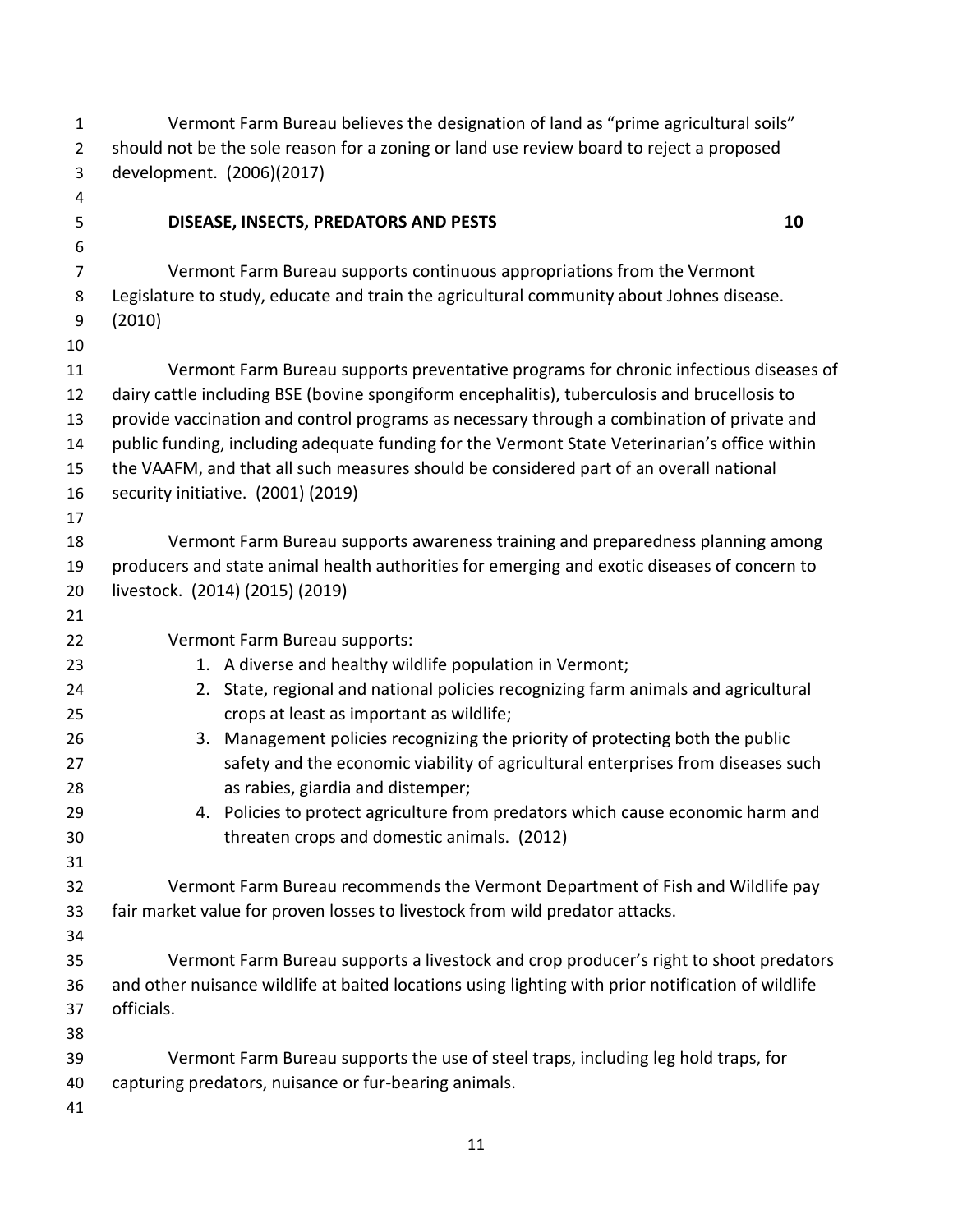Vermont Farm Bureau believes the designation of land as "prime agricultural soils" should not be the sole reason for a zoning or land use review board to reject a proposed development. (2006)(2017)

## DISEASE, INSECTS, PREDATORS AND PESTS 10

Vermont Farm Bureau supports continuous appropriations from the Vermont Legislature to study, educate and train the agricultural community about Johnes disease. (2010)

Vermont Farm Bureau supports preventative programs for chronic infectious diseases of dairy cattle including BSE (bovine spongiform encephalitis), tuberculosis and brucellosis to provide vaccination and control programs as necessary through a combination of private and public funding, including adequate funding for the Vermont State Veterinarian's office within the VAAFM, and that all such measures should be considered part of an overall national security initiative. (2001) (2019)

Vermont Farm Bureau supports awareness training and preparedness planning among producers and state animal health authorities for emerging and exotic diseases of concern to livestock. (2014) (2015) (2019)

Vermont Farm Bureau supports:

1. A diverse and healthy wildlife population in Vermont;
2. State, regional and national policies recognizing farm animals and agricultural crops at least as important as wildlife;
3. Management policies recognizing the priority of protecting both the public safety and the economic viability of agricultural enterprises from diseases such as rabies, giardia and distemper;
4. Policies to protect agriculture from predators which cause economic harm and threaten crops and domestic animals. (2012)

Vermont Farm Bureau recommends the Vermont Department of Fish and Wildlife pay fair market value for proven losses to livestock from wild predator attacks.

Vermont Farm Bureau supports a livestock and crop producer's right to shoot predators and other nuisance wildlife at baited locations using lighting with prior notification of wildlife officials.

Vermont Farm Bureau supports the use of steel traps, including leg hold traps, for capturing predators, nuisance or fur-bearing animals.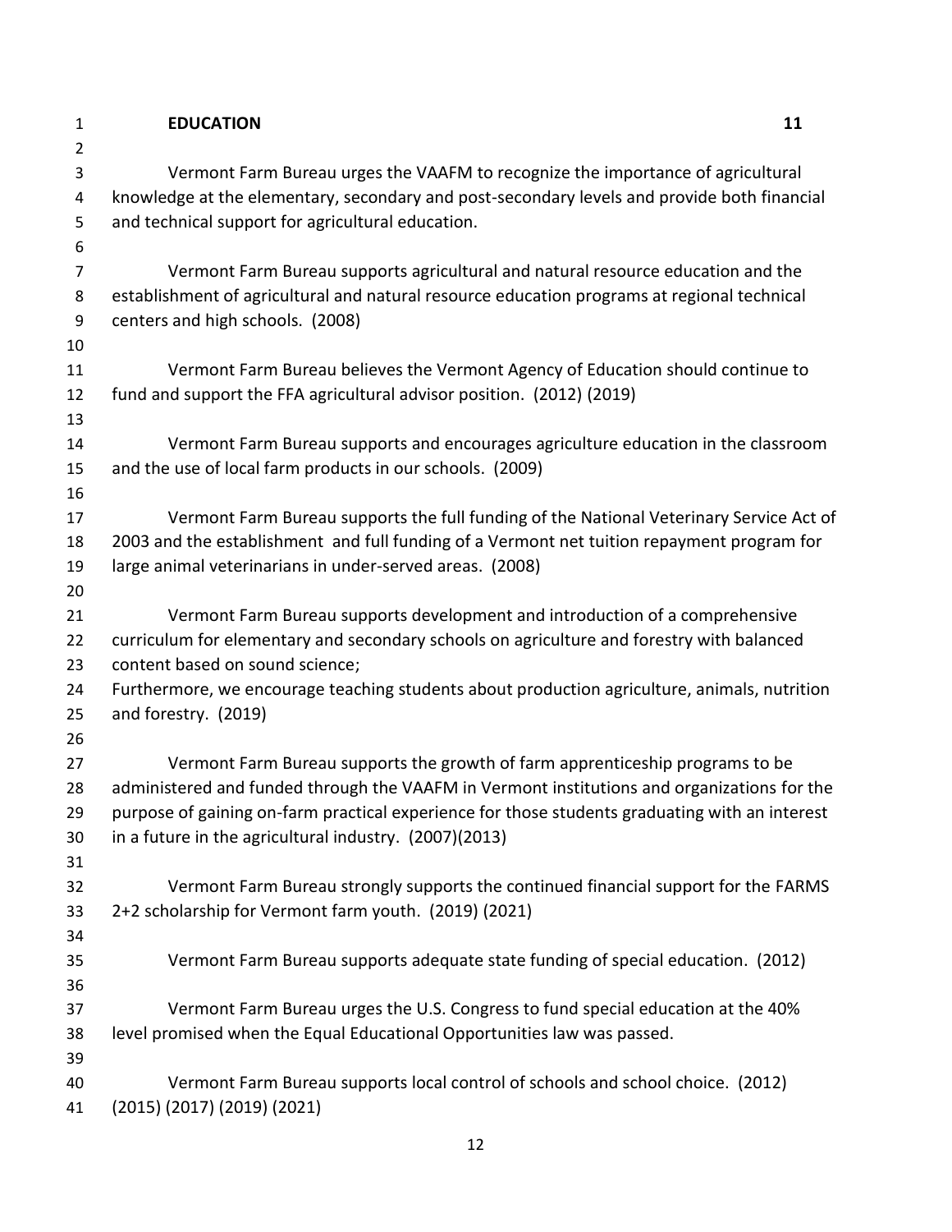## EDUCATION 11

Vermont Farm Bureau urges the VAAFM to recognize the importance of agricultural knowledge at the elementary, secondary and post-secondary levels and provide both financial and technical support for agricultural education.

Vermont Farm Bureau supports agricultural and natural resource education and the establishment of agricultural and natural resource education programs at regional technical centers and high schools. (2008)

Vermont Farm Bureau believes the Vermont Agency of Education should continue to fund and support the FFA agricultural advisor position. (2012) (2019)

Vermont Farm Bureau supports and encourages agriculture education in the classroom and the use of local farm products in our schools. (2009)

Vermont Farm Bureau supports the full funding of the National Veterinary Service Act of 2003 and the establishment and full funding of a Vermont net tuition repayment program for large animal veterinarians in under-served areas. (2008)

Vermont Farm Bureau supports development and introduction of a comprehensive curriculum for elementary and secondary schools on agriculture and forestry with balanced content based on sound science;
Furthermore, we encourage teaching students about production agriculture, animals, nutrition and forestry. (2019)

Vermont Farm Bureau supports the growth of farm apprenticeship programs to be administered and funded through the VAAFM in Vermont institutions and organizations for the purpose of gaining on-farm practical experience for those students graduating with an interest in a future in the agricultural industry. (2007)(2013)

Vermont Farm Bureau strongly supports the continued financial support for the FARMS 2+2 scholarship for Vermont farm youth. (2019) (2021)

Vermont Farm Bureau supports adequate state funding of special education. (2012)

Vermont Farm Bureau urges the U.S. Congress to fund special education at the 40% level promised when the Equal Educational Opportunities law was passed.

Vermont Farm Bureau supports local control of schools and school choice. (2012) (2015) (2017) (2019) (2021)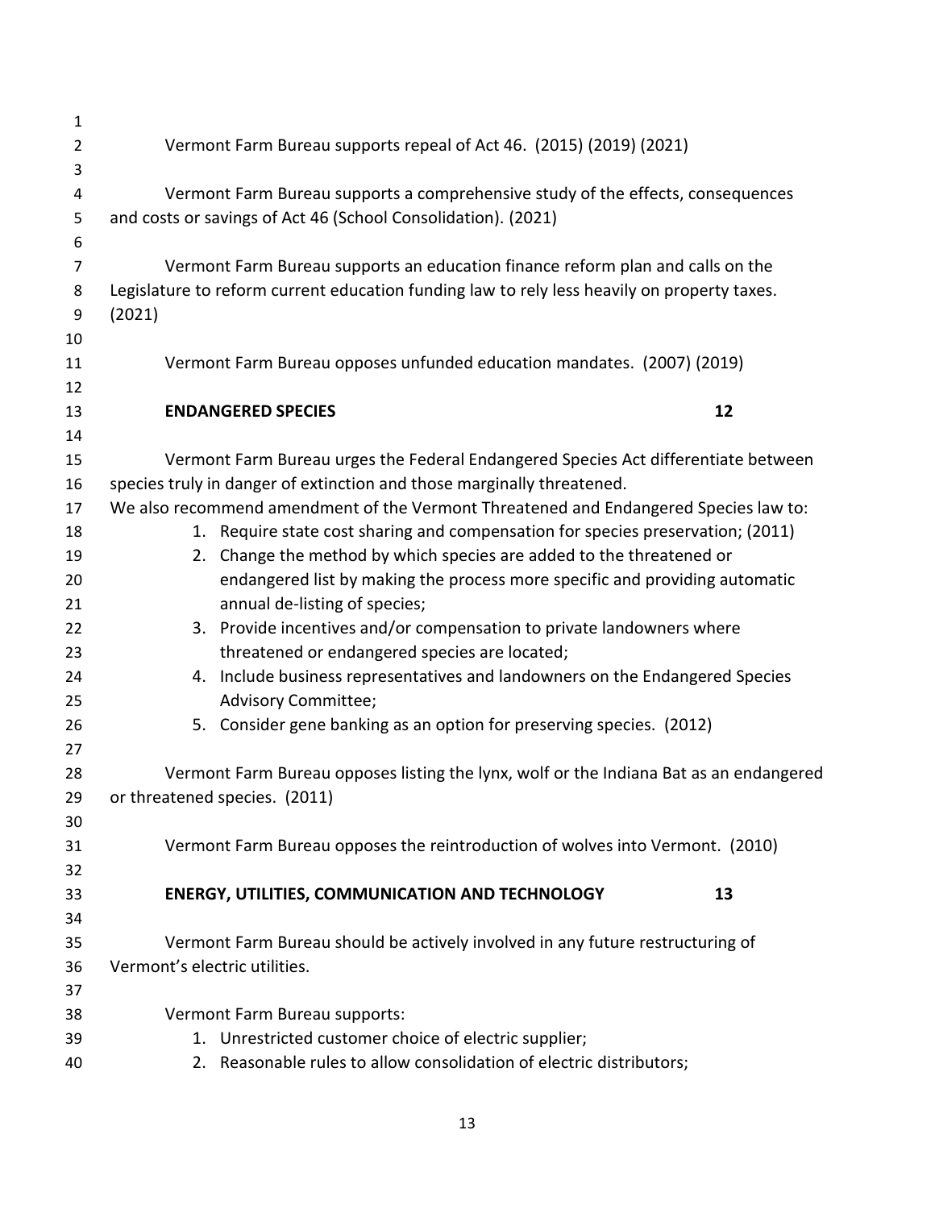Vermont Farm Bureau supports repeal of Act 46. (2015) (2019) (2021)

Vermont Farm Bureau supports a comprehensive study of the effects, consequences and costs or savings of Act 46 (School Consolidation). (2021)

Vermont Farm Bureau supports an education finance reform plan and calls on the Legislature to reform current education funding law to rely less heavily on property taxes. (2021)

Vermont Farm Bureau opposes unfunded education mandates. (2007) (2019)

## ENDANGERED SPECIES 12

Vermont Farm Bureau urges the Federal Endangered Species Act differentiate between species truly in danger of extinction and those marginally threatened.
We also recommend amendment of the Vermont Threatened and Endangered Species law to:

1. Require state cost sharing and compensation for species preservation; (2011)
2. Change the method by which species are added to the threatened or endangered list by making the process more specific and providing automatic annual de-listing of species;
3. Provide incentives and/or compensation to private landowners where threatened or endangered species are located;
4. Include business representatives and landowners on the Endangered Species Advisory Committee;
5. Consider gene banking as an option for preserving species. (2012)

Vermont Farm Bureau opposes listing the lynx, wolf or the Indiana Bat as an endangered or threatened species. (2011)

Vermont Farm Bureau opposes the reintroduction of wolves into Vermont. (2010)

## ENERGY, UTILITIES, COMMUNICATION AND TECHNOLOGY 13

Vermont Farm Bureau should be actively involved in any future restructuring of Vermont's electric utilities.

Vermont Farm Bureau supports:

1. Unrestricted customer choice of electric supplier;
2. Reasonable rules to allow consolidation of electric distributors;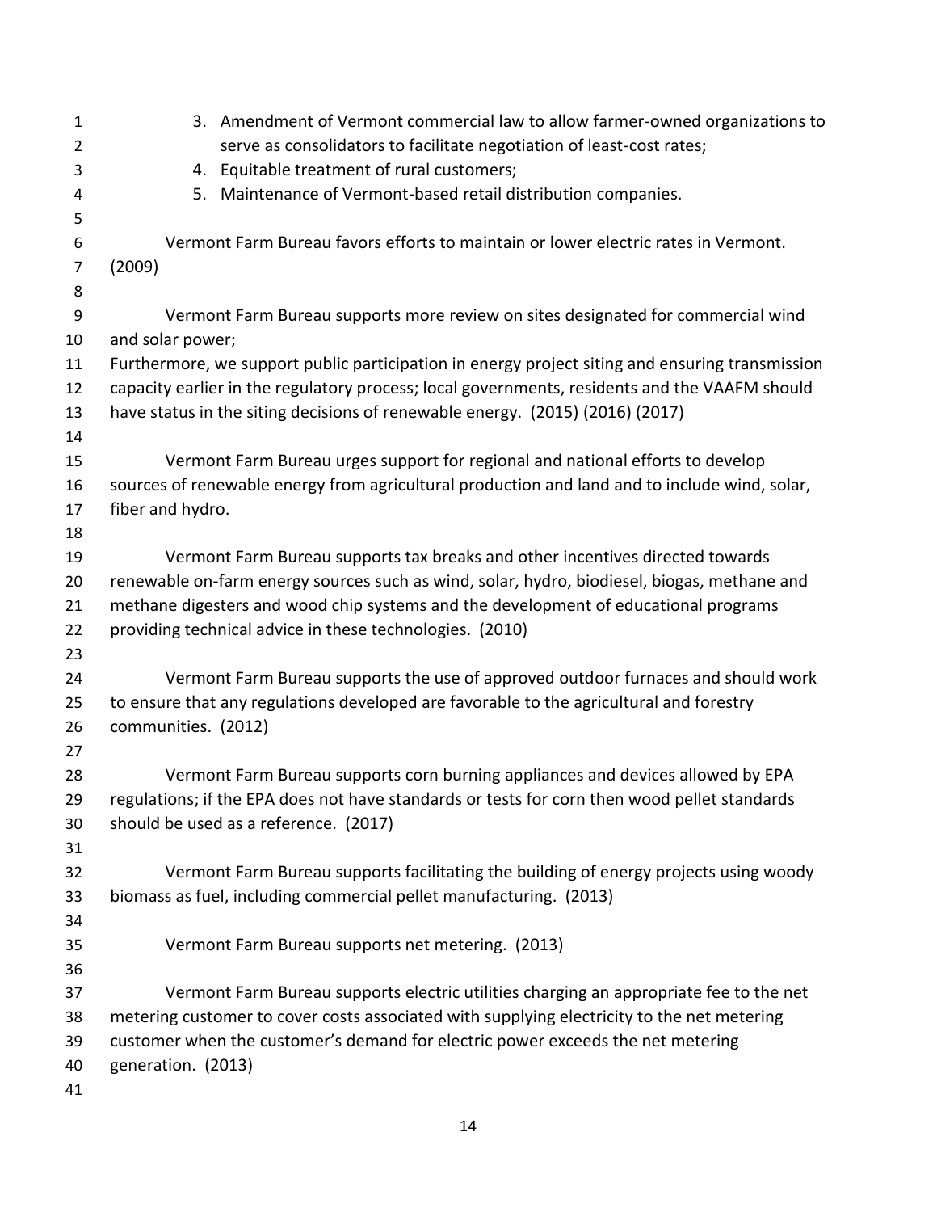3. Amendment of Vermont commercial law to allow farmer-owned organizations to serve as consolidators to facilitate negotiation of least-cost rates;
4. Equitable treatment of rural customers;
5. Maintenance of Vermont-based retail distribution companies.

Vermont Farm Bureau favors efforts to maintain or lower electric rates in Vermont. (2009)

Vermont Farm Bureau supports more review on sites designated for commercial wind and solar power;
Furthermore, we support public participation in energy project siting and ensuring transmission capacity earlier in the regulatory process; local governments, residents and the VAAFM should have status in the siting decisions of renewable energy. (2015) (2016) (2017)

Vermont Farm Bureau urges support for regional and national efforts to develop sources of renewable energy from agricultural production and land and to include wind, solar, fiber and hydro.

Vermont Farm Bureau supports tax breaks and other incentives directed towards renewable on-farm energy sources such as wind, solar, hydro, biodiesel, biogas, methane and methane digesters and wood chip systems and the development of educational programs providing technical advice in these technologies. (2010)

Vermont Farm Bureau supports the use of approved outdoor furnaces and should work to ensure that any regulations developed are favorable to the agricultural and forestry communities. (2012)

Vermont Farm Bureau supports corn burning appliances and devices allowed by EPA regulations; if the EPA does not have standards or tests for corn then wood pellet standards should be used as a reference. (2017)

Vermont Farm Bureau supports facilitating the building of energy projects using woody biomass as fuel, including commercial pellet manufacturing. (2013)

Vermont Farm Bureau supports net metering. (2013)

Vermont Farm Bureau supports electric utilities charging an appropriate fee to the net metering customer to cover costs associated with supplying electricity to the net metering customer when the customer's demand for electric power exceeds the net metering generation. (2013)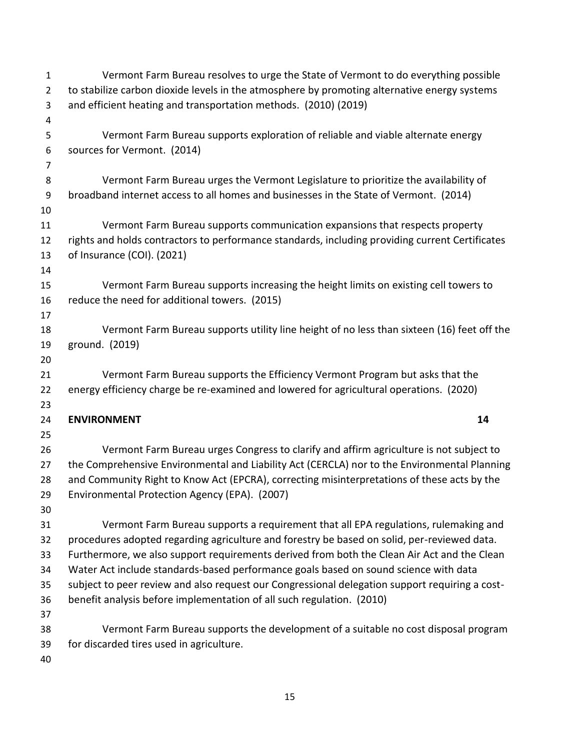Vermont Farm Bureau resolves to urge the State of Vermont to do everything possible to stabilize carbon dioxide levels in the atmosphere by promoting alternative energy systems and efficient heating and transportation methods. (2010) (2019)

Vermont Farm Bureau supports exploration of reliable and viable alternate energy sources for Vermont. (2014)

Vermont Farm Bureau urges the Vermont Legislature to prioritize the availability of broadband internet access to all homes and businesses in the State of Vermont. (2014)

Vermont Farm Bureau supports communication expansions that respects property rights and holds contractors to performance standards, including providing current Certificates of Insurance (COI). (2021)

Vermont Farm Bureau supports increasing the height limits on existing cell towers to reduce the need for additional towers. (2015)

Vermont Farm Bureau supports utility line height of no less than sixteen (16) feet off the ground. (2019)

Vermont Farm Bureau supports the Efficiency Vermont Program but asks that the energy efficiency charge be re-examined and lowered for agricultural operations. (2020)

## ENVIRONMENT 14

Vermont Farm Bureau urges Congress to clarify and affirm agriculture is not subject to the Comprehensive Environmental and Liability Act (CERCLA) nor to the Environmental Planning and Community Right to Know Act (EPCRA), correcting misinterpretations of these acts by the Environmental Protection Agency (EPA). (2007)

Vermont Farm Bureau supports a requirement that all EPA regulations, rulemaking and procedures adopted regarding agriculture and forestry be based on solid, per-reviewed data. Furthermore, we also support requirements derived from both the Clean Air Act and the Clean Water Act include standards-based performance goals based on sound science with data subject to peer review and also request our Congressional delegation support requiring a cost-benefit analysis before implementation of all such regulation. (2010)

Vermont Farm Bureau supports the development of a suitable no cost disposal program for discarded tires used in agriculture.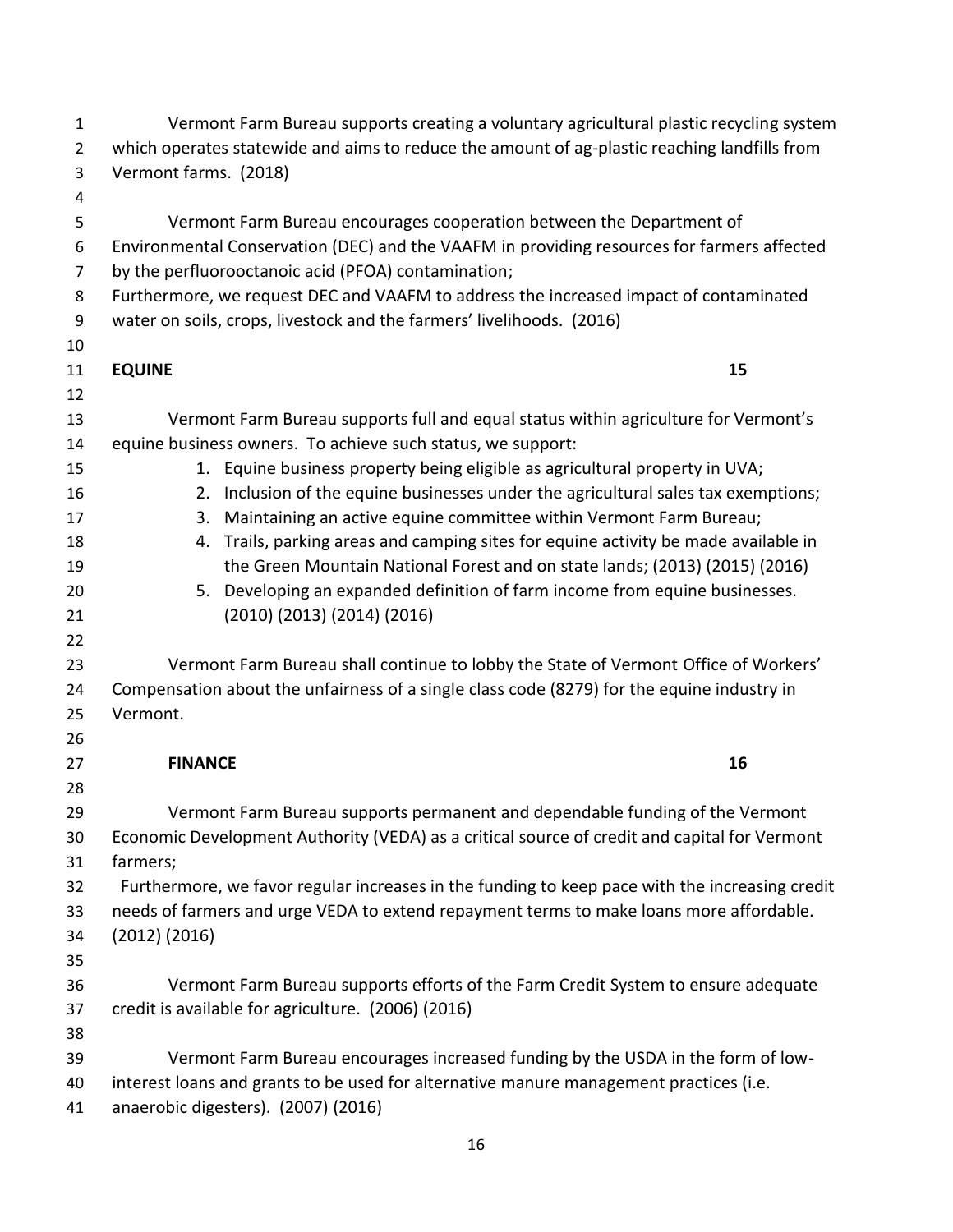Vermont Farm Bureau supports creating a voluntary agricultural plastic recycling system which operates statewide and aims to reduce the amount of ag-plastic reaching landfills from Vermont farms. (2018)

Vermont Farm Bureau encourages cooperation between the Department of Environmental Conservation (DEC) and the VAAFM in providing resources for farmers affected by the perfluorooctanoic acid (PFOA) contamination;
Furthermore, we request DEC and VAAFM to address the increased impact of contaminated water on soils, crops, livestock and the farmers' livelihoods. (2016)

## EQUINE 15

Vermont Farm Bureau supports full and equal status within agriculture for Vermont's equine business owners. To achieve such status, we support:

1. Equine business property being eligible as agricultural property in UVA;
2. Inclusion of the equine businesses under the agricultural sales tax exemptions;
3. Maintaining an active equine committee within Vermont Farm Bureau;
4. Trails, parking areas and camping sites for equine activity be made available in the Green Mountain National Forest and on state lands; (2013) (2015) (2016)
5. Developing an expanded definition of farm income from equine businesses. (2010) (2013) (2014) (2016)

Vermont Farm Bureau shall continue to lobby the State of Vermont Office of Workers' Compensation about the unfairness of a single class code (8279) for the equine industry in Vermont.

## FINANCE 16

Vermont Farm Bureau supports permanent and dependable funding of the Vermont Economic Development Authority (VEDA) as a critical source of credit and capital for Vermont farmers;
Furthermore, we favor regular increases in the funding to keep pace with the increasing credit needs of farmers and urge VEDA to extend repayment terms to make loans more affordable. (2012) (2016)

Vermont Farm Bureau supports efforts of the Farm Credit System to ensure adequate credit is available for agriculture. (2006) (2016)

Vermont Farm Bureau encourages increased funding by the USDA in the form of low-interest loans and grants to be used for alternative manure management practices (i.e. anaerobic digesters). (2007) (2016)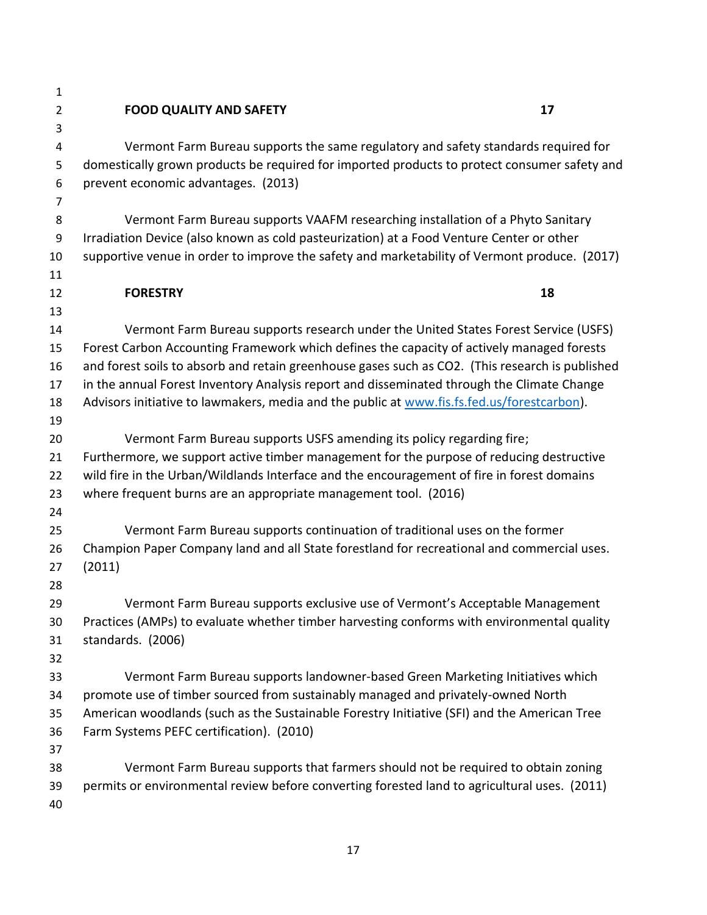## FOOD QUALITY AND SAFETY 17

Vermont Farm Bureau supports the same regulatory and safety standards required for domestically grown products be required for imported products to protect consumer safety and prevent economic advantages. (2013)

Vermont Farm Bureau supports VAAFM researching installation of a Phyto Sanitary Irradiation Device (also known as cold pasteurization) at a Food Venture Center or other supportive venue in order to improve the safety and marketability of Vermont produce. (2017)

## FORESTRY 18

Vermont Farm Bureau supports research under the United States Forest Service (USFS) Forest Carbon Accounting Framework which defines the capacity of actively managed forests and forest soils to absorb and retain greenhouse gases such as $CO_2$. (This research is published in the annual Forest Inventory Analysis report and disseminated through the Climate Change Advisors initiative to lawmakers, media and the public at www.fis.fs.fed.us/forestcarbon).

Vermont Farm Bureau supports USFS amending its policy regarding fire; Furthermore, we support active timber management for the purpose of reducing destructive wild fire in the Urban/Wildlands Interface and the encouragement of fire in forest domains where frequent burns are an appropriate management tool. (2016)

Vermont Farm Bureau supports continuation of traditional uses on the former Champion Paper Company land and all State forestland for recreational and commercial uses. (2011)

Vermont Farm Bureau supports exclusive use of Vermont's Acceptable Management Practices (AMPs) to evaluate whether timber harvesting conforms with environmental quality standards. (2006)

Vermont Farm Bureau supports landowner-based Green Marketing Initiatives which promote use of timber sourced from sustainably managed and privately-owned North American woodlands (such as the Sustainable Forestry Initiative (SFI) and the American Tree Farm Systems PEFC certification). (2010)

Vermont Farm Bureau supports that farmers should not be required to obtain zoning permits or environmental review before converting forested land to agricultural uses. (2011)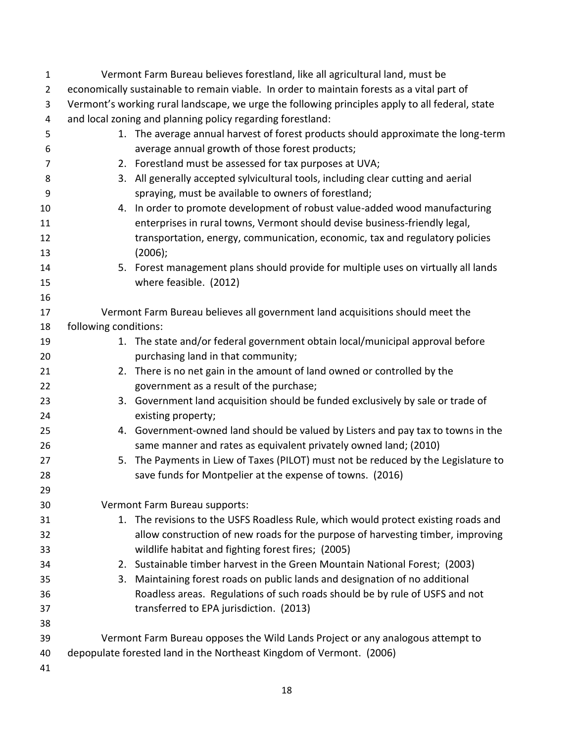Vermont Farm Bureau believes forestland, like all agricultural land, must be economically sustainable to remain viable. In order to maintain forests as a vital part of Vermont's working rural landscape, we urge the following principles apply to all federal, state and local zoning and planning policy regarding forestland:

1. The average annual harvest of forest products should approximate the long-term average annual growth of those forest products;
2. Forestland must be assessed for tax purposes at UVA;
3. All generally accepted sylvicultural tools, including clear cutting and aerial spraying, must be available to owners of forestland;
4. In order to promote development of robust value-added wood manufacturing enterprises in rural towns, Vermont should devise business-friendly legal, transportation, energy, communication, economic, tax and regulatory policies (2006);
5. Forest management plans should provide for multiple uses on virtually all lands where feasible. (2012)

Vermont Farm Bureau believes all government land acquisitions should meet the following conditions:

1. The state and/or federal government obtain local/municipal approval before purchasing land in that community;
2. There is no net gain in the amount of land owned or controlled by the government as a result of the purchase;
3. Government land acquisition should be funded exclusively by sale or trade of existing property;
4. Government-owned land should be valued by Listers and pay tax to towns in the same manner and rates as equivalent privately owned land; (2010)
5. The Payments in Liew of Taxes (PILOT) must not be reduced by the Legislature to save funds for Montpelier at the expense of towns. (2016)

Vermont Farm Bureau supports:

1. The revisions to the USFS Roadless Rule, which would protect existing roads and allow construction of new roads for the purpose of harvesting timber, improving wildlife habitat and fighting forest fires; (2005)
2. Sustainable timber harvest in the Green Mountain National Forest; (2003)
3. Maintaining forest roads on public lands and designation of no additional Roadless areas. Regulations of such roads should be by rule of USFS and not transferred to EPA jurisdiction. (2013)

Vermont Farm Bureau opposes the Wild Lands Project or any analogous attempt to depopulate forested land in the Northeast Kingdom of Vermont. (2006)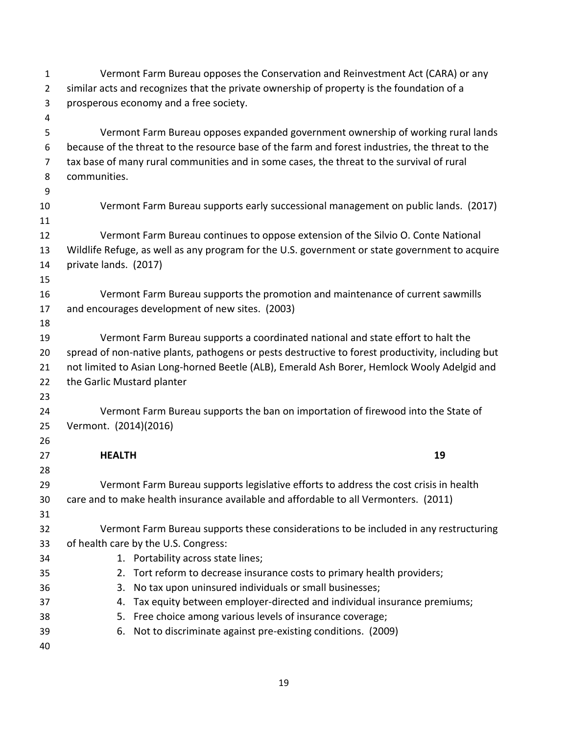Vermont Farm Bureau opposes the Conservation and Reinvestment Act (CARA) or any similar acts and recognizes that the private ownership of property is the foundation of a prosperous economy and a free society.

Vermont Farm Bureau opposes expanded government ownership of working rural lands because of the threat to the resource base of the farm and forest industries, the threat to the tax base of many rural communities and in some cases, the threat to the survival of rural communities.

Vermont Farm Bureau supports early successional management on public lands. (2017)

Vermont Farm Bureau continues to oppose extension of the Silvio O. Conte National Wildlife Refuge, as well as any program for the U.S. government or state government to acquire private lands. (2017)

Vermont Farm Bureau supports the promotion and maintenance of current sawmills and encourages development of new sites. (2003)

Vermont Farm Bureau supports a coordinated national and state effort to halt the spread of non-native plants, pathogens or pests destructive to forest productivity, including but not limited to Asian Long-horned Beetle (ALB), Emerald Ash Borer, Hemlock Wooly Adelgid and the Garlic Mustard planter

Vermont Farm Bureau supports the ban on importation of firewood into the State of Vermont. (2014)(2016)

## HEALTH 19

Vermont Farm Bureau supports legislative efforts to address the cost crisis in health care and to make health insurance available and affordable to all Vermonters. (2011)

Vermont Farm Bureau supports these considerations to be included in any restructuring of health care by the U.S. Congress:

1. Portability across state lines;
2. Tort reform to decrease insurance costs to primary health providers;
3. No tax upon uninsured individuals or small businesses;
4. Tax equity between employer-directed and individual insurance premiums;
5. Free choice among various levels of insurance coverage;
6. Not to discriminate against pre-existing conditions. (2009)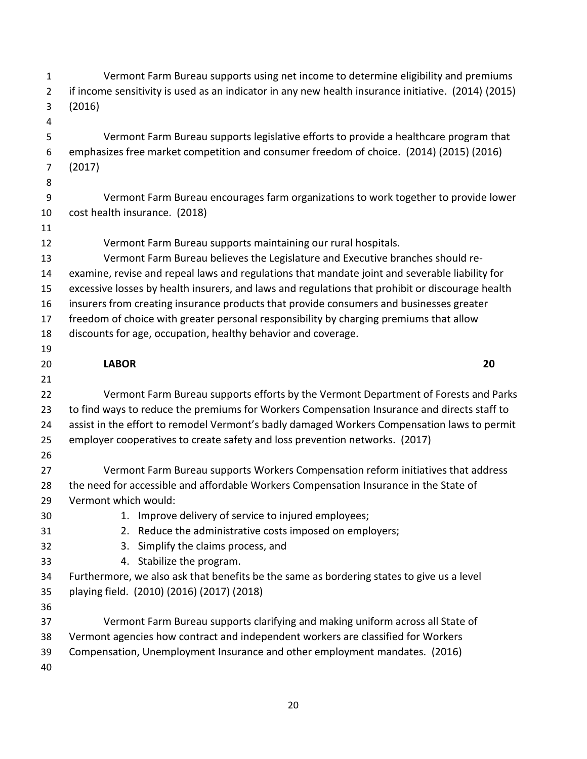Vermont Farm Bureau supports using net income to determine eligibility and premiums if income sensitivity is used as an indicator in any new health insurance initiative. (2014) (2015) (2016)

Vermont Farm Bureau supports legislative efforts to provide a healthcare program that emphasizes free market competition and consumer freedom of choice. (2014) (2015) (2016) (2017)

Vermont Farm Bureau encourages farm organizations to work together to provide lower cost health insurance. (2018)

Vermont Farm Bureau supports maintaining our rural hospitals.

Vermont Farm Bureau believes the Legislature and Executive branches should re-examine, revise and repeal laws and regulations that mandate joint and severable liability for excessive losses by health insurers, and laws and regulations that prohibit or discourage health insurers from creating insurance products that provide consumers and businesses greater freedom of choice with greater personal responsibility by charging premiums that allow discounts for age, occupation, healthy behavior and coverage.

## LABOR 20

Vermont Farm Bureau supports efforts by the Vermont Department of Forests and Parks to find ways to reduce the premiums for Workers Compensation Insurance and directs staff to assist in the effort to remodel Vermont's badly damaged Workers Compensation laws to permit employer cooperatives to create safety and loss prevention networks. (2017)

Vermont Farm Bureau supports Workers Compensation reform initiatives that address the need for accessible and affordable Workers Compensation Insurance in the State of Vermont which would:

1. Improve delivery of service to injured employees;
2. Reduce the administrative costs imposed on employers;
3. Simplify the claims process, and
4. Stabilize the program.

Furthermore, we also ask that benefits be the same as bordering states to give us a level playing field. (2010) (2016) (2017) (2018)

Vermont Farm Bureau supports clarifying and making uniform across all State of Vermont agencies how contract and independent workers are classified for Workers Compensation, Unemployment Insurance and other employment mandates. (2016)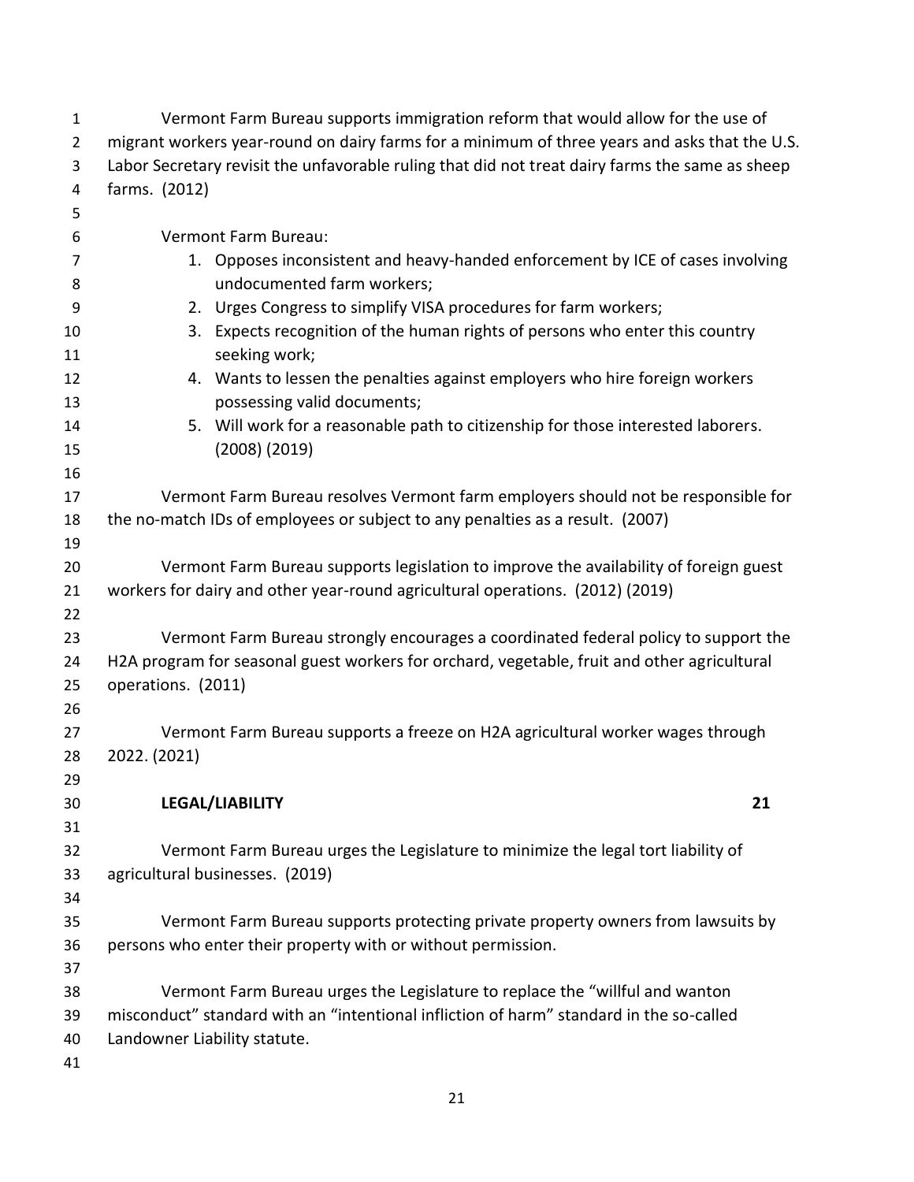Vermont Farm Bureau supports immigration reform that would allow for the use of migrant workers year-round on dairy farms for a minimum of three years and asks that the U.S. Labor Secretary revisit the unfavorable ruling that did not treat dairy farms the same as sheep farms. (2012)

Vermont Farm Bureau:

1. Opposes inconsistent and heavy-handed enforcement by ICE of cases involving undocumented farm workers;
2. Urges Congress to simplify VISA procedures for farm workers;
3. Expects recognition of the human rights of persons who enter this country seeking work;
4. Wants to lessen the penalties against employers who hire foreign workers possessing valid documents;
5. Will work for a reasonable path to citizenship for those interested laborers. (2008) (2019)

Vermont Farm Bureau resolves Vermont farm employers should not be responsible for the no-match IDs of employees or subject to any penalties as a result. (2007)

Vermont Farm Bureau supports legislation to improve the availability of foreign guest workers for dairy and other year-round agricultural operations. (2012) (2019)

Vermont Farm Bureau strongly encourages a coordinated federal policy to support the H2A program for seasonal guest workers for orchard, vegetable, fruit and other agricultural operations. (2011)

Vermont Farm Bureau supports a freeze on H2A agricultural worker wages through 2022. (2021)

## LEGAL/LIABILITY 21

Vermont Farm Bureau urges the Legislature to minimize the legal tort liability of agricultural businesses. (2019)

Vermont Farm Bureau supports protecting private property owners from lawsuits by persons who enter their property with or without permission.

Vermont Farm Bureau urges the Legislature to replace the "willful and wanton misconduct" standard with an "intentional infliction of harm" standard in the so-called Landowner Liability statute.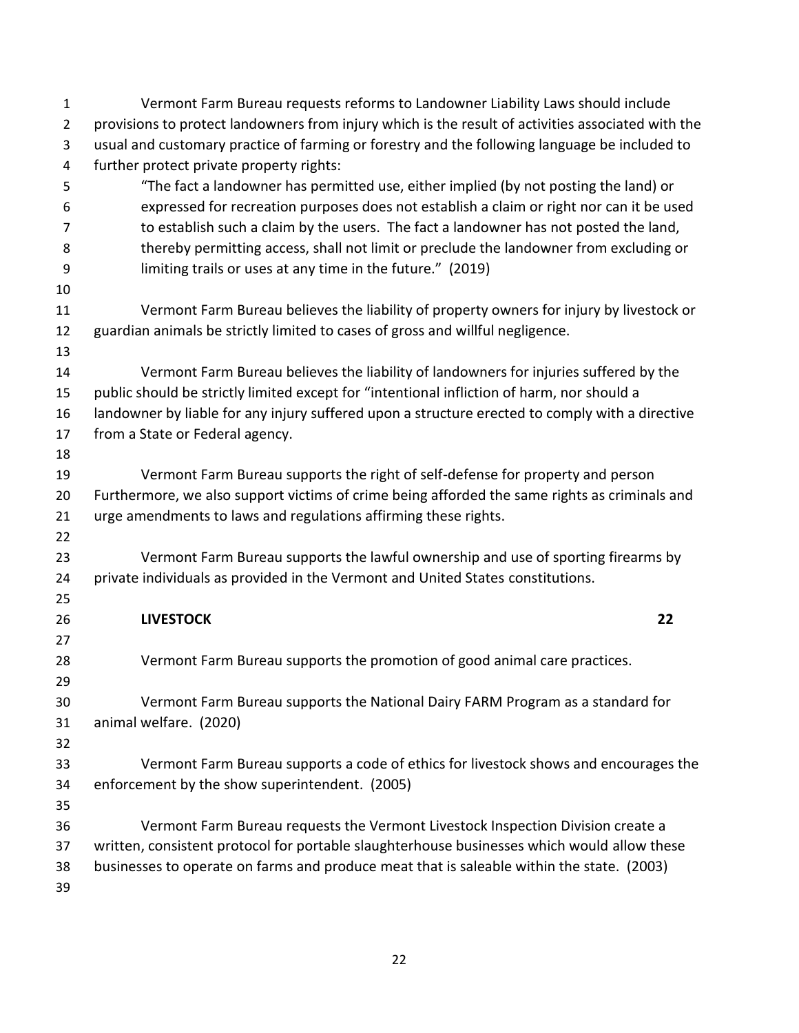Vermont Farm Bureau requests reforms to Landowner Liability Laws should include provisions to protect landowners from injury which is the result of activities associated with the usual and customary practice of farming or forestry and the following language be included to further protect private property rights:

> "The fact a landowner has permitted use, either implied (by not posting the land) or expressed for recreation purposes does not establish a claim or right nor can it be used to establish such a claim by the users. The fact a landowner has not posted the land, thereby permitting access, shall not limit or preclude the landowner from excluding or limiting trails or uses at any time in the future." (2019)

Vermont Farm Bureau believes the liability of property owners for injury by livestock or guardian animals be strictly limited to cases of gross and willful negligence.

Vermont Farm Bureau believes the liability of landowners for injuries suffered by the public should be strictly limited except for "intentional infliction of harm, nor should a landowner by liable for any injury suffered upon a structure erected to comply with a directive from a State or Federal agency.

Vermont Farm Bureau supports the right of self-defense for property and person Furthermore, we also support victims of crime being afforded the same rights as criminals and urge amendments to laws and regulations affirming these rights.

Vermont Farm Bureau supports the lawful ownership and use of sporting firearms by private individuals as provided in the Vermont and United States constitutions.

## LIVESTOCK 22

Vermont Farm Bureau supports the promotion of good animal care practices.

Vermont Farm Bureau supports the National Dairy FARM Program as a standard for animal welfare. (2020)

Vermont Farm Bureau supports a code of ethics for livestock shows and encourages the enforcement by the show superintendent. (2005)

Vermont Farm Bureau requests the Vermont Livestock Inspection Division create a written, consistent protocol for portable slaughterhouse businesses which would allow these businesses to operate on farms and produce meat that is saleable within the state. (2003)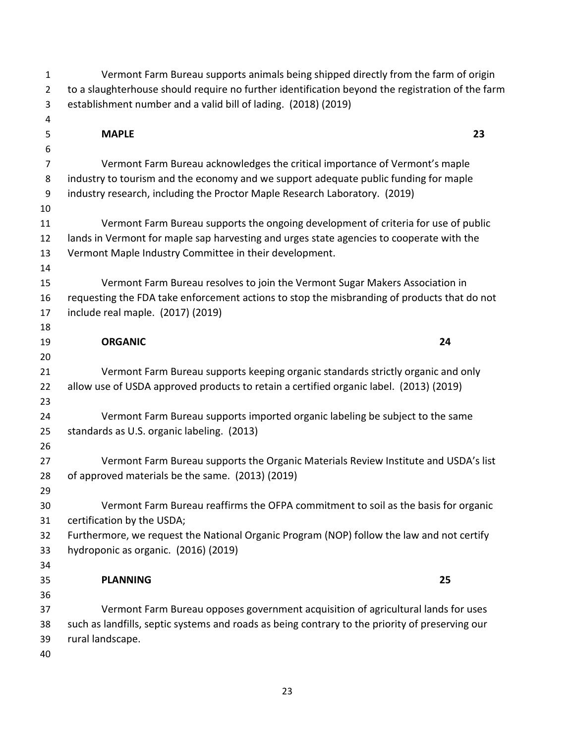Vermont Farm Bureau supports animals being shipped directly from the farm of origin to a slaughterhouse should require no further identification beyond the registration of the farm establishment number and a valid bill of lading. (2018) (2019)

## MAPLE 23

Vermont Farm Bureau acknowledges the critical importance of Vermont's maple industry to tourism and the economy and we support adequate public funding for maple industry research, including the Proctor Maple Research Laboratory. (2019)

Vermont Farm Bureau supports the ongoing development of criteria for use of public lands in Vermont for maple sap harvesting and urges state agencies to cooperate with the Vermont Maple Industry Committee in their development.

Vermont Farm Bureau resolves to join the Vermont Sugar Makers Association in requesting the FDA take enforcement actions to stop the misbranding of products that do not include real maple. (2017) (2019)

## ORGANIC 24

Vermont Farm Bureau supports keeping organic standards strictly organic and only allow use of USDA approved products to retain a certified organic label. (2013) (2019)

Vermont Farm Bureau supports imported organic labeling be subject to the same standards as U.S. organic labeling. (2013)

Vermont Farm Bureau supports the Organic Materials Review Institute and USDA's list of approved materials be the same. (2013) (2019)

Vermont Farm Bureau reaffirms the OFPA commitment to soil as the basis for organic certification by the USDA;
Furthermore, we request the National Organic Program (NOP) follow the law and not certify hydroponic as organic. (2016) (2019)

## PLANNING 25

Vermont Farm Bureau opposes government acquisition of agricultural lands for uses such as landfills, septic systems and roads as being contrary to the priority of preserving our rural landscape.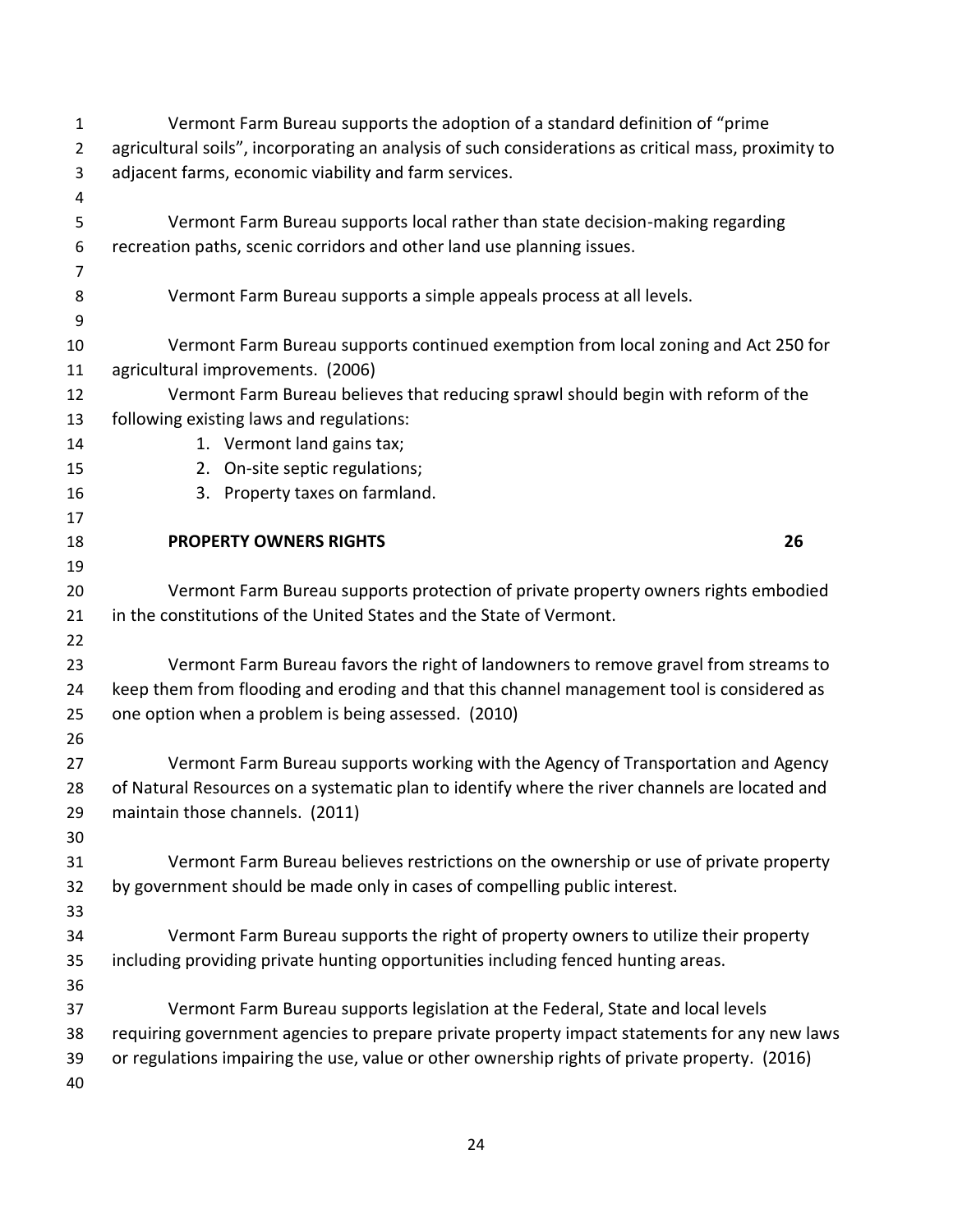Vermont Farm Bureau supports the adoption of a standard definition of "prime agricultural soils", incorporating an analysis of such considerations as critical mass, proximity to adjacent farms, economic viability and farm services.

Vermont Farm Bureau supports local rather than state decision-making regarding recreation paths, scenic corridors and other land use planning issues.

Vermont Farm Bureau supports a simple appeals process at all levels.

Vermont Farm Bureau supports continued exemption from local zoning and Act 250 for agricultural improvements. (2006)

Vermont Farm Bureau believes that reducing sprawl should begin with reform of the following existing laws and regulations:

1. Vermont land gains tax;
2. On-site septic regulations;
3. Property taxes on farmland.

## PROPERTY OWNERS RIGHTS 26

Vermont Farm Bureau supports protection of private property owners rights embodied in the constitutions of the United States and the State of Vermont.

Vermont Farm Bureau favors the right of landowners to remove gravel from streams to keep them from flooding and eroding and that this channel management tool is considered as one option when a problem is being assessed. (2010)

Vermont Farm Bureau supports working with the Agency of Transportation and Agency of Natural Resources on a systematic plan to identify where the river channels are located and maintain those channels. (2011)

Vermont Farm Bureau believes restrictions on the ownership or use of private property by government should be made only in cases of compelling public interest.

Vermont Farm Bureau supports the right of property owners to utilize their property including providing private hunting opportunities including fenced hunting areas.

Vermont Farm Bureau supports legislation at the Federal, State and local levels requiring government agencies to prepare private property impact statements for any new laws or regulations impairing the use, value or other ownership rights of private property. (2016)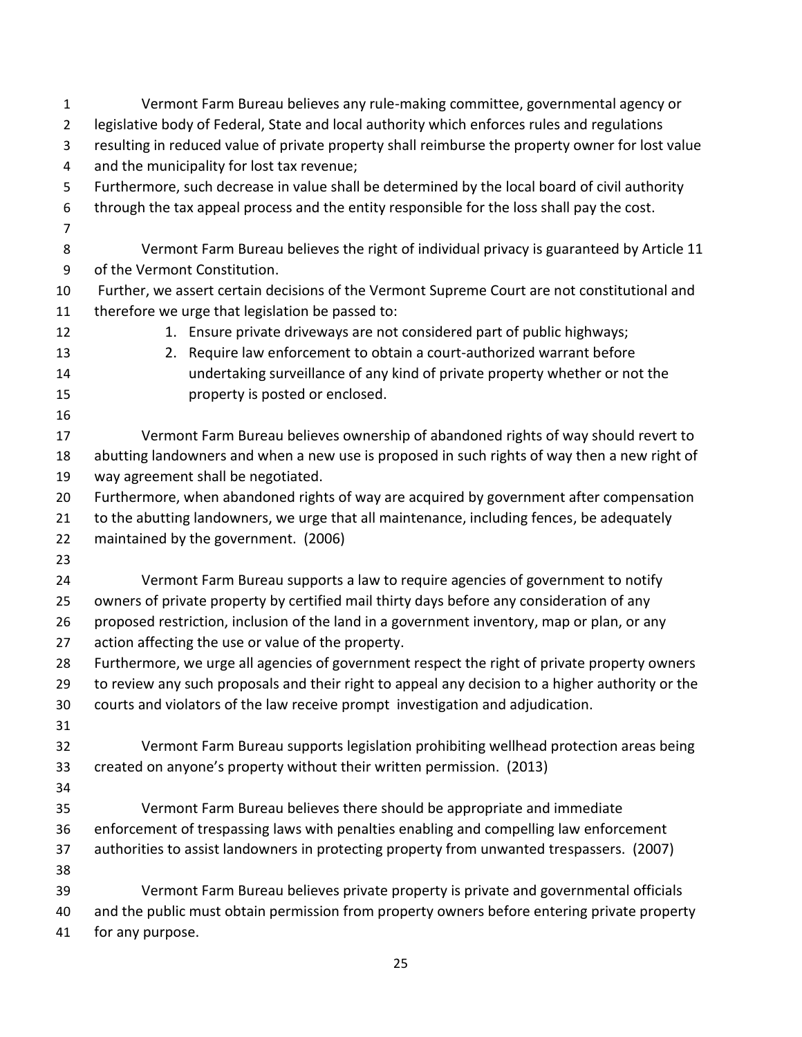Vermont Farm Bureau believes any rule-making committee, governmental agency or legislative body of Federal, State and local authority which enforces rules and regulations resulting in reduced value of private property shall reimburse the property owner for lost value and the municipality for lost tax revenue;
Furthermore, such decrease in value shall be determined by the local board of civil authority through the tax appeal process and the entity responsible for the loss shall pay the cost.

Vermont Farm Bureau believes the right of individual privacy is guaranteed by Article 11 of the Vermont Constitution.
Further, we assert certain decisions of the Vermont Supreme Court are not constitutional and therefore we urge that legislation be passed to:

1. Ensure private driveways are not considered part of public highways;
2. Require law enforcement to obtain a court-authorized warrant before undertaking surveillance of any kind of private property whether or not the property is posted or enclosed.

Vermont Farm Bureau believes ownership of abandoned rights of way should revert to abutting landowners and when a new use is proposed in such rights of way then a new right of way agreement shall be negotiated.
Furthermore, when abandoned rights of way are acquired by government after compensation to the abutting landowners, we urge that all maintenance, including fences, be adequately maintained by the government. (2006)

Vermont Farm Bureau supports a law to require agencies of government to notify owners of private property by certified mail thirty days before any consideration of any proposed restriction, inclusion of the land in a government inventory, map or plan, or any action affecting the use or value of the property.
Furthermore, we urge all agencies of government respect the right of private property owners to review any such proposals and their right to appeal any decision to a higher authority or the courts and violators of the law receive prompt investigation and adjudication.

Vermont Farm Bureau supports legislation prohibiting wellhead protection areas being created on anyone's property without their written permission. (2013)

Vermont Farm Bureau believes there should be appropriate and immediate enforcement of trespassing laws with penalties enabling and compelling law enforcement authorities to assist landowners in protecting property from unwanted trespassers. (2007)

Vermont Farm Bureau believes private property is private and governmental officials and the public must obtain permission from property owners before entering private property for any purpose.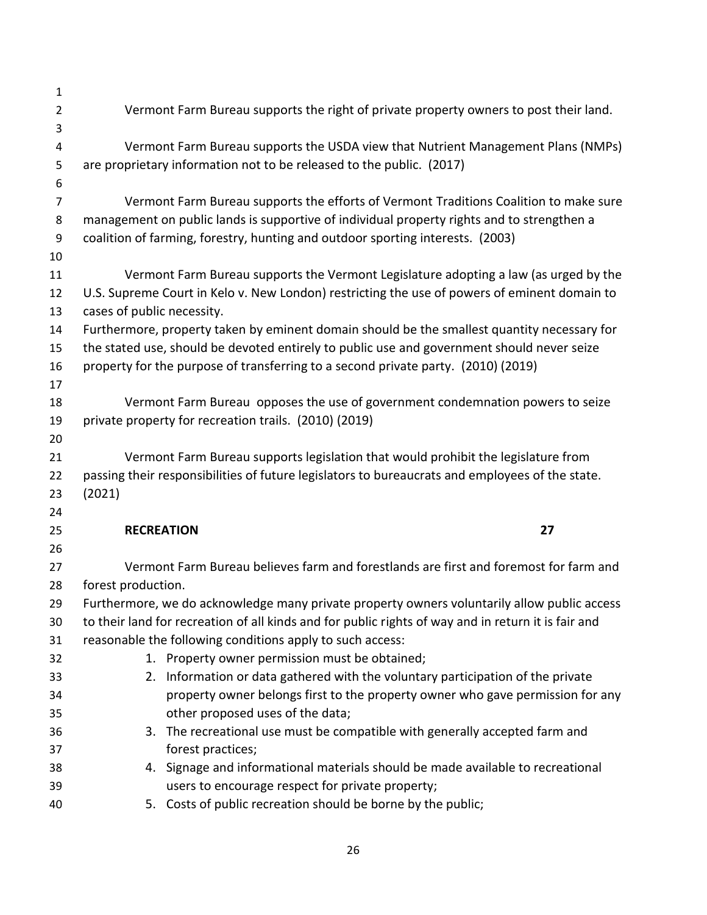Vermont Farm Bureau supports the right of private property owners to post their land.

Vermont Farm Bureau supports the USDA view that Nutrient Management Plans (NMPs) are proprietary information not to be released to the public. (2017)

Vermont Farm Bureau supports the efforts of Vermont Traditions Coalition to make sure management on public lands is supportive of individual property rights and to strengthen a coalition of farming, forestry, hunting and outdoor sporting interests. (2003)

Vermont Farm Bureau supports the Vermont Legislature adopting a law (as urged by the U.S. Supreme Court in Kelo v. New London) restricting the use of powers of eminent domain to cases of public necessity.
Furthermore, property taken by eminent domain should be the smallest quantity necessary for the stated use, should be devoted entirely to public use and government should never seize property for the purpose of transferring to a second private party. (2010) (2019)

Vermont Farm Bureau opposes the use of government condemnation powers to seize private property for recreation trails. (2010) (2019)

Vermont Farm Bureau supports legislation that would prohibit the legislature from passing their responsibilities of future legislators to bureaucrats and employees of the state. (2021)

## RECREATION 27

Vermont Farm Bureau believes farm and forestlands are first and foremost for farm and forest production.
Furthermore, we do acknowledge many private property owners voluntarily allow public access to their land for recreation of all kinds and for public rights of way and in return it is fair and reasonable the following conditions apply to such access:

1. Property owner permission must be obtained;
2. Information or data gathered with the voluntary participation of the private property owner belongs first to the property owner who gave permission for any other proposed uses of the data;
3. The recreational use must be compatible with generally accepted farm and forest practices;
4. Signage and informational materials should be made available to recreational users to encourage respect for private property;
5. Costs of public recreation should be borne by the public;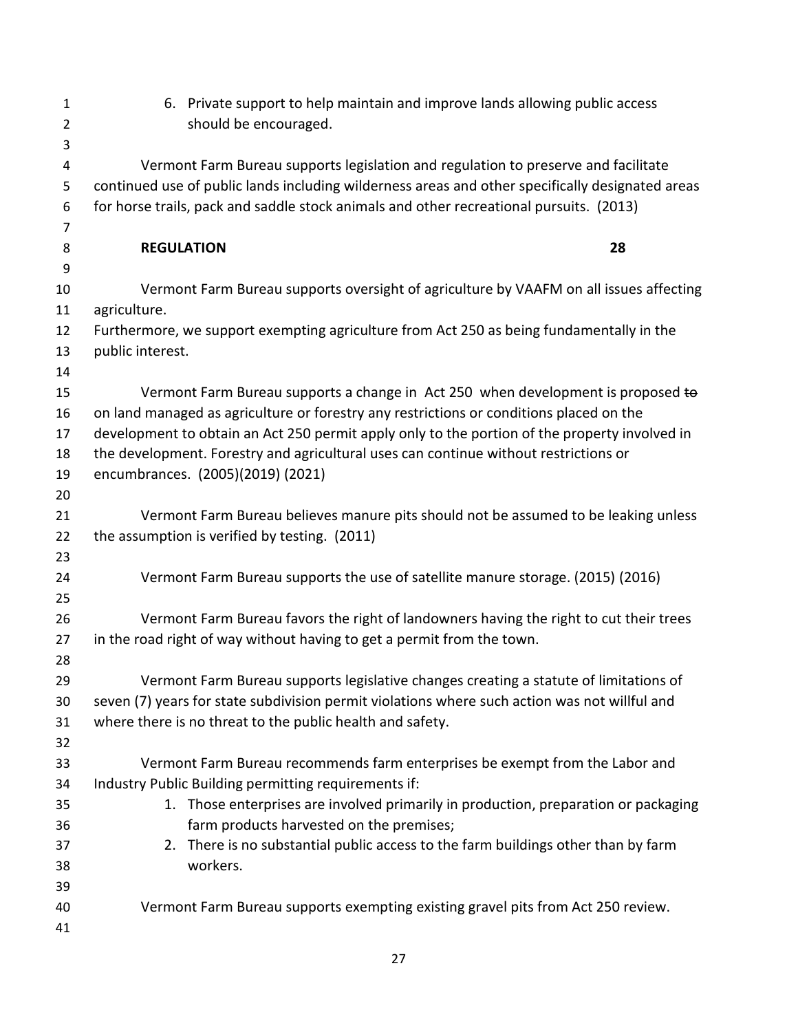6. Private support to help maintain and improve lands allowing public access should be encouraged.

Vermont Farm Bureau supports legislation and regulation to preserve and facilitate continued use of public lands including wilderness areas and other specifically designated areas for horse trails, pack and saddle stock animals and other recreational pursuits. (2013)

## REGULATION 28

Vermont Farm Bureau supports oversight of agriculture by VAAFM on all issues affecting agriculture.
Furthermore, we support exempting agriculture from Act 250 as being fundamentally in the public interest.

Vermont Farm Bureau supports a change in Act 250 when development is proposed ~~to~~ on land managed as agriculture or forestry any restrictions or conditions placed on the development to obtain an Act 250 permit apply only to the portion of the property involved in the development. Forestry and agricultural uses can continue without restrictions or encumbrances. (2005)(2019) (2021)

Vermont Farm Bureau believes manure pits should not be assumed to be leaking unless the assumption is verified by testing. (2011)

Vermont Farm Bureau supports the use of satellite manure storage. (2015) (2016)

Vermont Farm Bureau favors the right of landowners having the right to cut their trees in the road right of way without having to get a permit from the town.

Vermont Farm Bureau supports legislative changes creating a statute of limitations of seven (7) years for state subdivision permit violations where such action was not willful and where there is no threat to the public health and safety.

Vermont Farm Bureau recommends farm enterprises be exempt from the Labor and Industry Public Building permitting requirements if:

1. Those enterprises are involved primarily in production, preparation or packaging farm products harvested on the premises;
2. There is no substantial public access to the farm buildings other than by farm workers.

Vermont Farm Bureau supports exempting existing gravel pits from Act 250 review.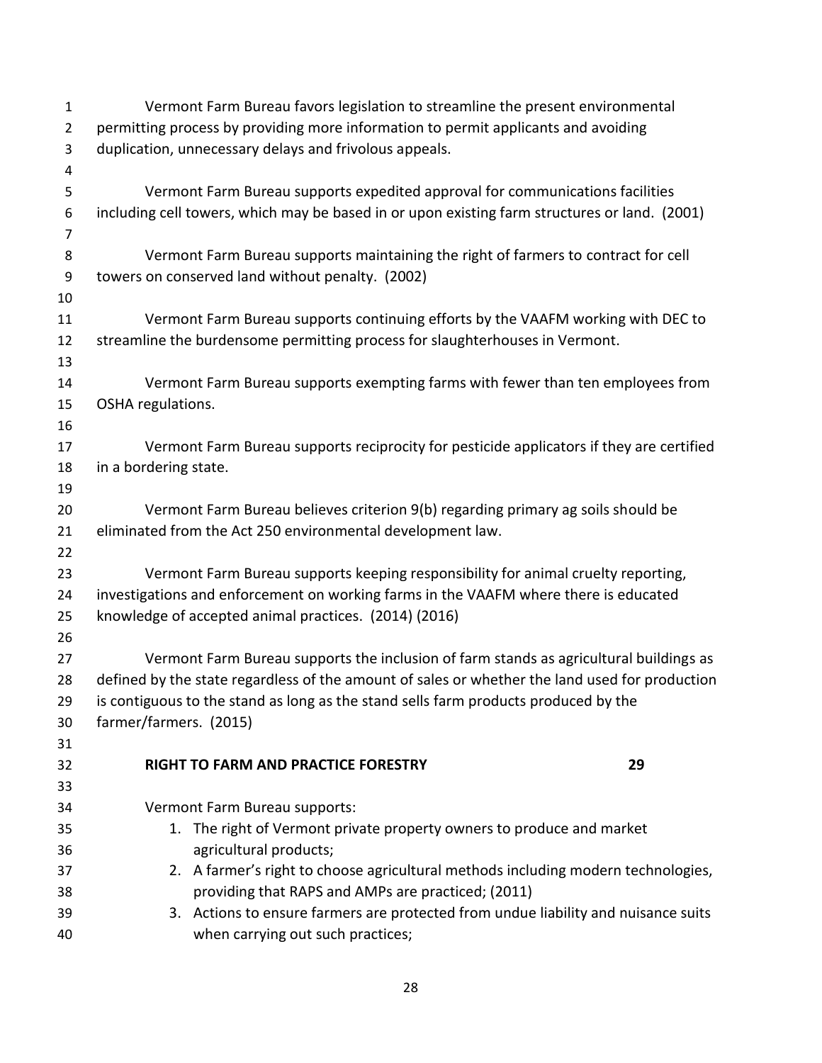Vermont Farm Bureau favors legislation to streamline the present environmental permitting process by providing more information to permit applicants and avoiding duplication, unnecessary delays and frivolous appeals.

Vermont Farm Bureau supports expedited approval for communications facilities including cell towers, which may be based in or upon existing farm structures or land. (2001)

Vermont Farm Bureau supports maintaining the right of farmers to contract for cell towers on conserved land without penalty. (2002)

Vermont Farm Bureau supports continuing efforts by the VAAFM working with DEC to streamline the burdensome permitting process for slaughterhouses in Vermont.

Vermont Farm Bureau supports exempting farms with fewer than ten employees from OSHA regulations.

Vermont Farm Bureau supports reciprocity for pesticide applicators if they are certified in a bordering state.

Vermont Farm Bureau believes criterion 9(b) regarding primary ag soils should be eliminated from the Act 250 environmental development law.

Vermont Farm Bureau supports keeping responsibility for animal cruelty reporting, investigations and enforcement on working farms in the VAAFM where there is educated knowledge of accepted animal practices. (2014) (2016)

Vermont Farm Bureau supports the inclusion of farm stands as agricultural buildings as defined by the state regardless of the amount of sales or whether the land used for production is contiguous to the stand as long as the stand sells farm products produced by the farmer/farmers. (2015)

## RIGHT TO FARM AND PRACTICE FORESTRY 29

Vermont Farm Bureau supports:

1. The right of Vermont private property owners to produce and market agricultural products;
2. A farmer's right to choose agricultural methods including modern technologies, providing that RAPS and AMPs are practiced; (2011)
3. Actions to ensure farmers are protected from undue liability and nuisance suits when carrying out such practices;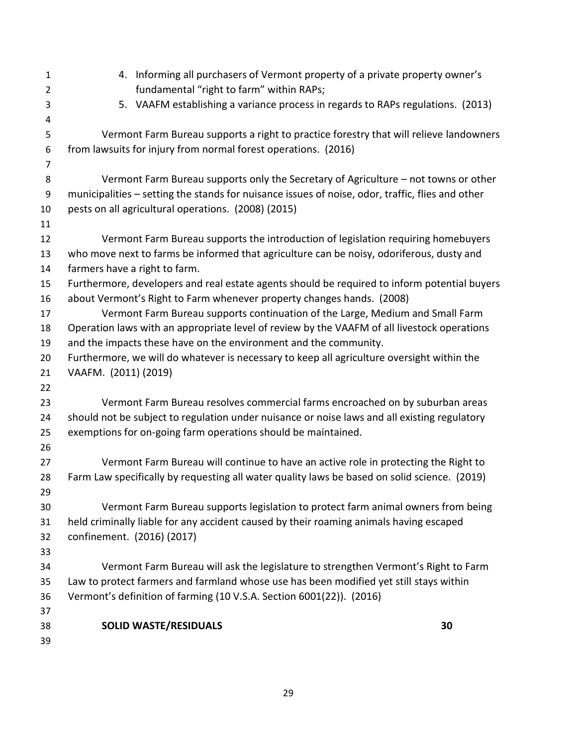4. Informing all purchasers of Vermont property of a private property owner's fundamental "right to farm" within RAPs;
5. VAAFM establishing a variance process in regards to RAPs regulations. (2013)

Vermont Farm Bureau supports a right to practice forestry that will relieve landowners from lawsuits for injury from normal forest operations. (2016)

Vermont Farm Bureau supports only the Secretary of Agriculture – not towns or other municipalities – setting the stands for nuisance issues of noise, odor, traffic, flies and other pests on all agricultural operations. (2008) (2015)

Vermont Farm Bureau supports the introduction of legislation requiring homebuyers who move next to farms be informed that agriculture can be noisy, odoriferous, dusty and farmers have a right to farm.
Furthermore, developers and real estate agents should be required to inform potential buyers about Vermont's Right to Farm whenever property changes hands. (2008)

Vermont Farm Bureau supports continuation of the Large, Medium and Small Farm Operation laws with an appropriate level of review by the VAAFM of all livestock operations and the impacts these have on the environment and the community.
Furthermore, we will do whatever is necessary to keep all agriculture oversight within the VAAFM. (2011) (2019)

Vermont Farm Bureau resolves commercial farms encroached on by suburban areas should not be subject to regulation under nuisance or noise laws and all existing regulatory exemptions for on-going farm operations should be maintained.

Vermont Farm Bureau will continue to have an active role in protecting the Right to Farm Law specifically by requesting all water quality laws be based on solid science. (2019)

Vermont Farm Bureau supports legislation to protect farm animal owners from being held criminally liable for any accident caused by their roaming animals having escaped confinement. (2016) (2017)

Vermont Farm Bureau will ask the legislature to strengthen Vermont's Right to Farm Law to protect farmers and farmland whose use has been modified yet still stays within Vermont's definition of farming (10 V.S.A. Section 6001(22)). (2016)

## SOLID WASTE/RESIDUALS 30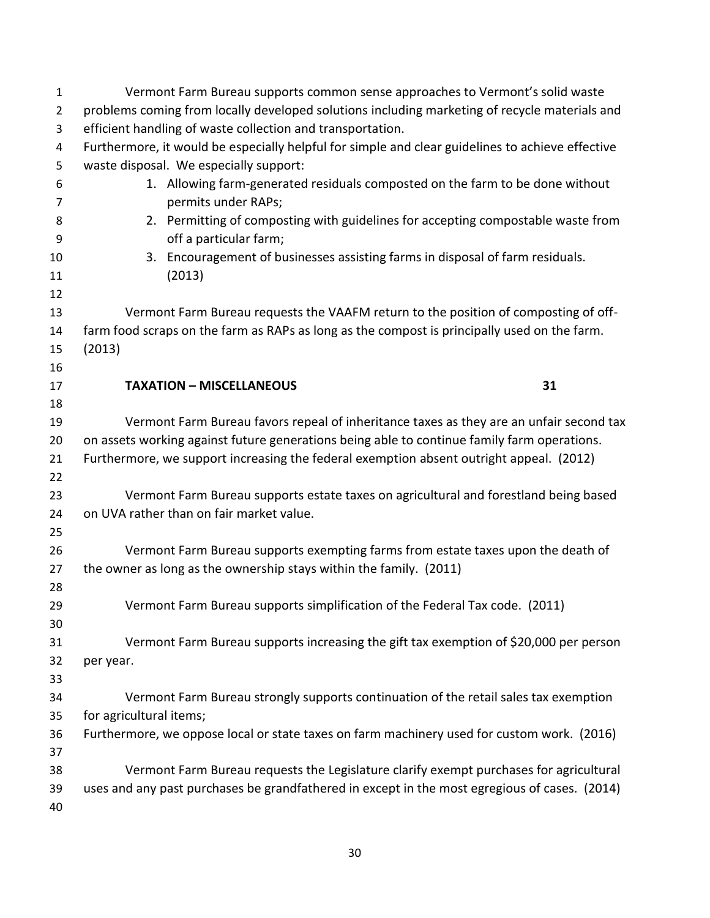Vermont Farm Bureau supports common sense approaches to Vermont's solid waste problems coming from locally developed solutions including marketing of recycle materials and efficient handling of waste collection and transportation.

Furthermore, it would be especially helpful for simple and clear guidelines to achieve effective waste disposal. We especially support:

1. Allowing farm-generated residuals composted on the farm to be done without permits under RAPs;
2. Permitting of composting with guidelines for accepting compostable waste from off a particular farm;
3. Encouragement of businesses assisting farms in disposal of farm residuals. (2013)

Vermont Farm Bureau requests the VAAFM return to the position of composting of off-farm food scraps on the farm as RAPs as long as the compost is principally used on the farm. (2013)

## TAXATION – MISCELLANEOUS 31

Vermont Farm Bureau favors repeal of inheritance taxes as they are an unfair second tax on assets working against future generations being able to continue family farm operations. Furthermore, we support increasing the federal exemption absent outright appeal. (2012)

Vermont Farm Bureau supports estate taxes on agricultural and forestland being based on UVA rather than on fair market value.

Vermont Farm Bureau supports exempting farms from estate taxes upon the death of the owner as long as the ownership stays within the family. (2011)

Vermont Farm Bureau supports simplification of the Federal Tax code. (2011)

Vermont Farm Bureau supports increasing the gift tax exemption of $20,000 per person per year.

Vermont Farm Bureau strongly supports continuation of the retail sales tax exemption for agricultural items;

Furthermore, we oppose local or state taxes on farm machinery used for custom work. (2016)

Vermont Farm Bureau requests the Legislature clarify exempt purchases for agricultural uses and any past purchases be grandfathered in except in the most egregious of cases. (2014)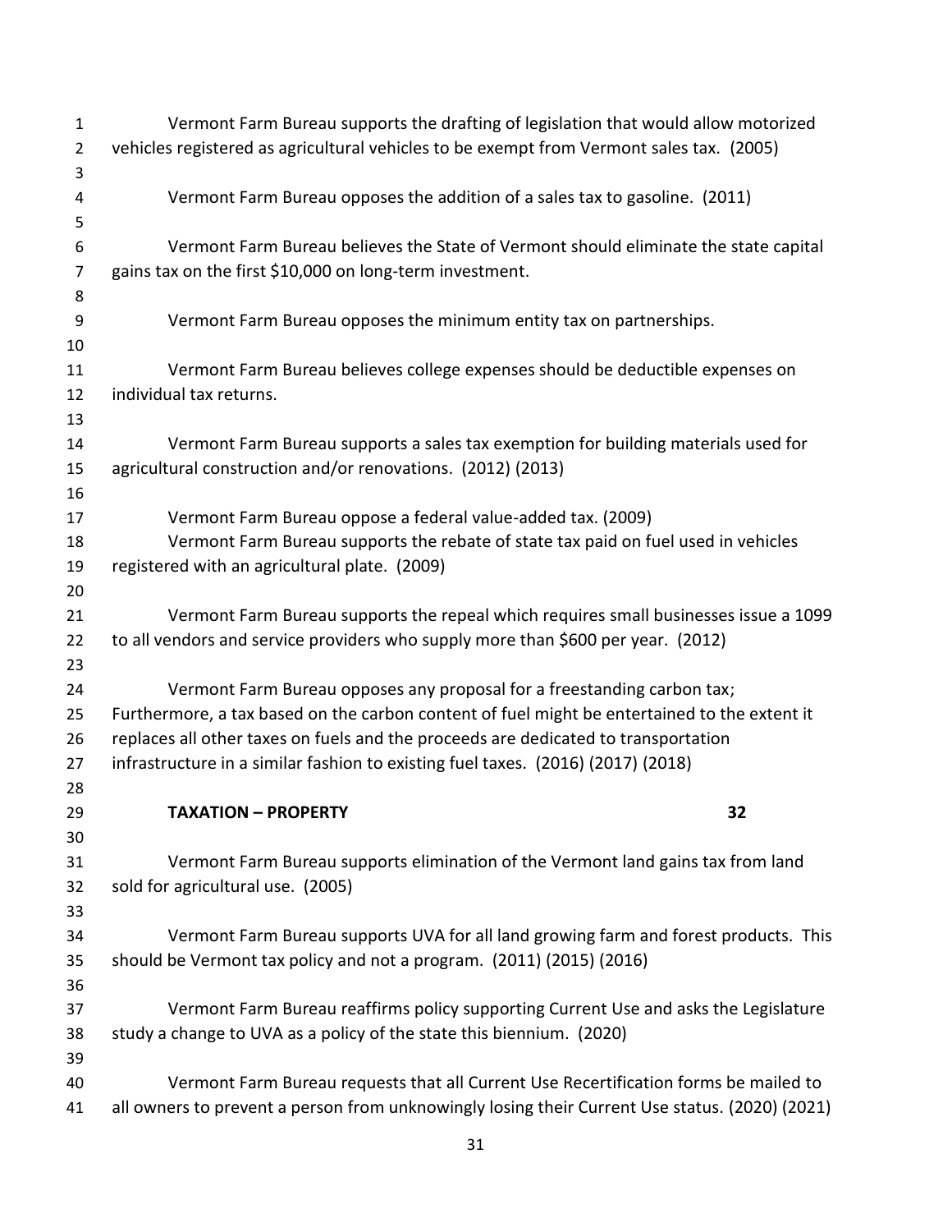Vermont Farm Bureau supports the drafting of legislation that would allow motorized vehicles registered as agricultural vehicles to be exempt from Vermont sales tax. (2005)

Vermont Farm Bureau opposes the addition of a sales tax to gasoline. (2011)

Vermont Farm Bureau believes the State of Vermont should eliminate the state capital gains tax on the first $10,000 on long-term investment.

Vermont Farm Bureau opposes the minimum entity tax on partnerships.

Vermont Farm Bureau believes college expenses should be deductible expenses on individual tax returns.

Vermont Farm Bureau supports a sales tax exemption for building materials used for agricultural construction and/or renovations. (2012) (2013)

Vermont Farm Bureau oppose a federal value-added tax. (2009)

Vermont Farm Bureau supports the rebate of state tax paid on fuel used in vehicles registered with an agricultural plate. (2009)

Vermont Farm Bureau supports the repeal which requires small businesses issue a 1099 to all vendors and service providers who supply more than $600 per year. (2012)

Vermont Farm Bureau opposes any proposal for a freestanding carbon tax; Furthermore, a tax based on the carbon content of fuel might be entertained to the extent it replaces all other taxes on fuels and the proceeds are dedicated to transportation infrastructure in a similar fashion to existing fuel taxes. (2016) (2017) (2018)

## TAXATION – PROPERTY 32

Vermont Farm Bureau supports elimination of the Vermont land gains tax from land sold for agricultural use. (2005)

Vermont Farm Bureau supports UVA for all land growing farm and forest products. This should be Vermont tax policy and not a program. (2011) (2015) (2016)

Vermont Farm Bureau reaffirms policy supporting Current Use and asks the Legislature study a change to UVA as a policy of the state this biennium. (2020)

Vermont Farm Bureau requests that all Current Use Recertification forms be mailed to all owners to prevent a person from unknowingly losing their Current Use status. (2020) (2021)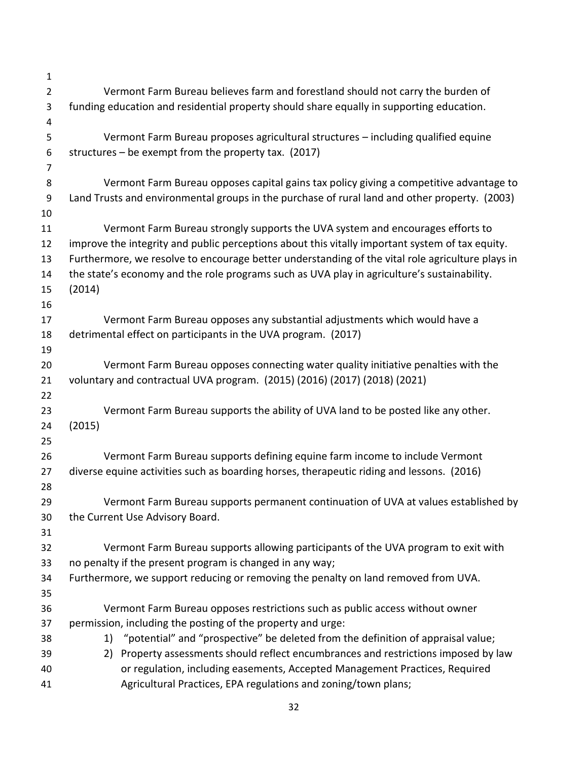Vermont Farm Bureau believes farm and forestland should not carry the burden of funding education and residential property should share equally in supporting education.

Vermont Farm Bureau proposes agricultural structures – including qualified equine structures – be exempt from the property tax. (2017)

Vermont Farm Bureau opposes capital gains tax policy giving a competitive advantage to Land Trusts and environmental groups in the purchase of rural land and other property. (2003)

Vermont Farm Bureau strongly supports the UVA system and encourages efforts to improve the integrity and public perceptions about this vitally important system of tax equity. Furthermore, we resolve to encourage better understanding of the vital role agriculture plays in the state's economy and the role programs such as UVA play in agriculture's sustainability. (2014)

Vermont Farm Bureau opposes any substantial adjustments which would have a detrimental effect on participants in the UVA program. (2017)

Vermont Farm Bureau opposes connecting water quality initiative penalties with the voluntary and contractual UVA program. (2015) (2016) (2017) (2018) (2021)

Vermont Farm Bureau supports the ability of UVA land to be posted like any other. (2015)

Vermont Farm Bureau supports defining equine farm income to include Vermont diverse equine activities such as boarding horses, therapeutic riding and lessons. (2016)

Vermont Farm Bureau supports permanent continuation of UVA at values established by the Current Use Advisory Board.

Vermont Farm Bureau supports allowing participants of the UVA program to exit with no penalty if the present program is changed in any way;
Furthermore, we support reducing or removing the penalty on land removed from UVA.

Vermont Farm Bureau opposes restrictions such as public access without owner permission, including the posting of the property and urge:

1) "potential" and "prospective" be deleted from the definition of appraisal value;
2) Property assessments should reflect encumbrances and restrictions imposed by law or regulation, including easements, Accepted Management Practices, Required Agricultural Practices, EPA regulations and zoning/town plans;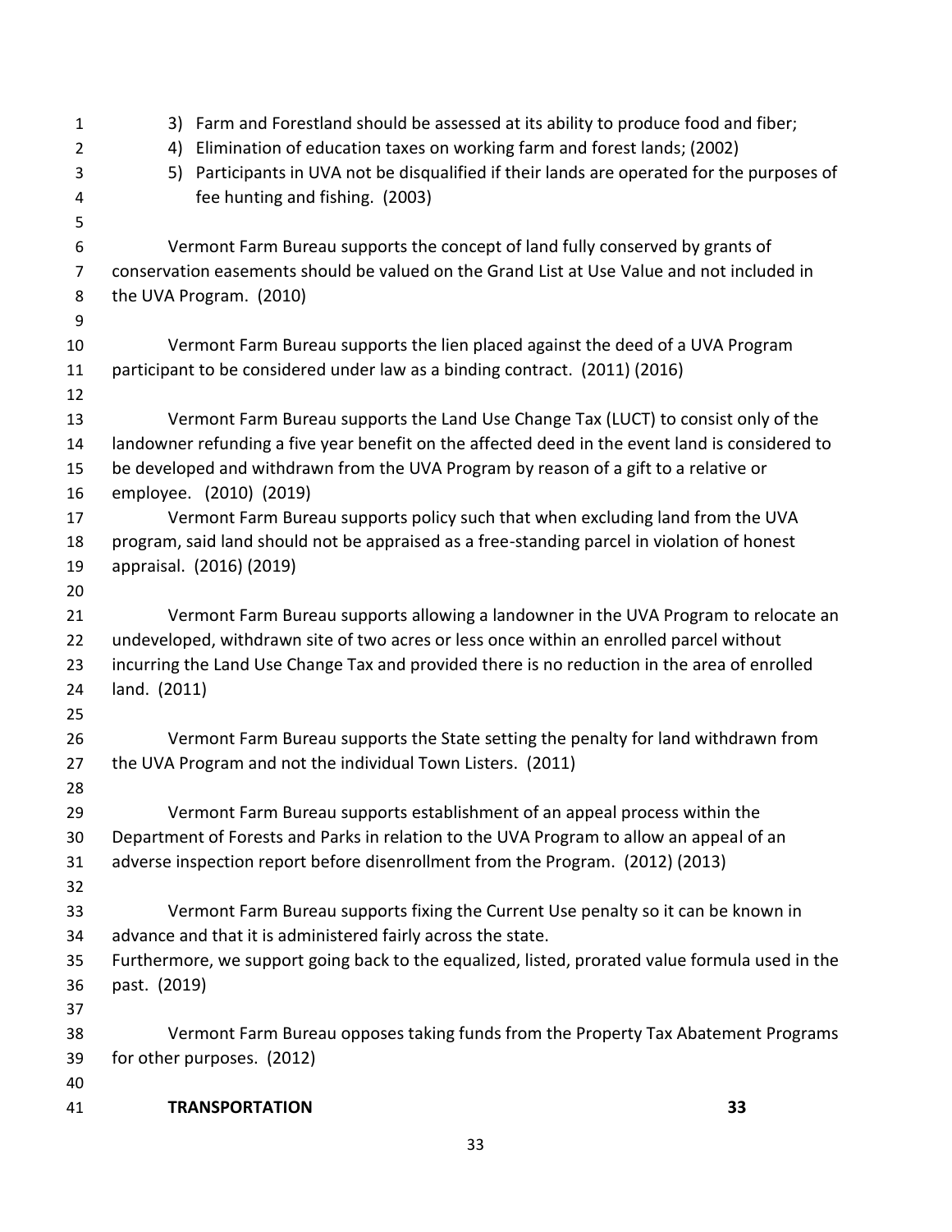3) Farm and Forestland should be assessed at its ability to produce food and fiber;
4) Elimination of education taxes on working farm and forest lands; (2002)
5) Participants in UVA not be disqualified if their lands are operated for the purposes of fee hunting and fishing. (2003)

Vermont Farm Bureau supports the concept of land fully conserved by grants of conservation easements should be valued on the Grand List at Use Value and not included in the UVA Program. (2010)

Vermont Farm Bureau supports the lien placed against the deed of a UVA Program participant to be considered under law as a binding contract. (2011) (2016)

Vermont Farm Bureau supports the Land Use Change Tax (LUCT) to consist only of the landowner refunding a five year benefit on the affected deed in the event land is considered to be developed and withdrawn from the UVA Program by reason of a gift to a relative or employee. (2010) (2019)

Vermont Farm Bureau supports policy such that when excluding land from the UVA program, said land should not be appraised as a free-standing parcel in violation of honest appraisal. (2016) (2019)

Vermont Farm Bureau supports allowing a landowner in the UVA Program to relocate an undeveloped, withdrawn site of two acres or less once within an enrolled parcel without incurring the Land Use Change Tax and provided there is no reduction in the area of enrolled land. (2011)

Vermont Farm Bureau supports the State setting the penalty for land withdrawn from the UVA Program and not the individual Town Listers. (2011)

Vermont Farm Bureau supports establishment of an appeal process within the Department of Forests and Parks in relation to the UVA Program to allow an appeal of an adverse inspection report before disenrollment from the Program. (2012) (2013)

Vermont Farm Bureau supports fixing the Current Use penalty so it can be known in advance and that it is administered fairly across the state.
Furthermore, we support going back to the equalized, listed, prorated value formula used in the past. (2019)

Vermont Farm Bureau opposes taking funds from the Property Tax Abatement Programs for other purposes. (2012)

## TRANSPORTATION 33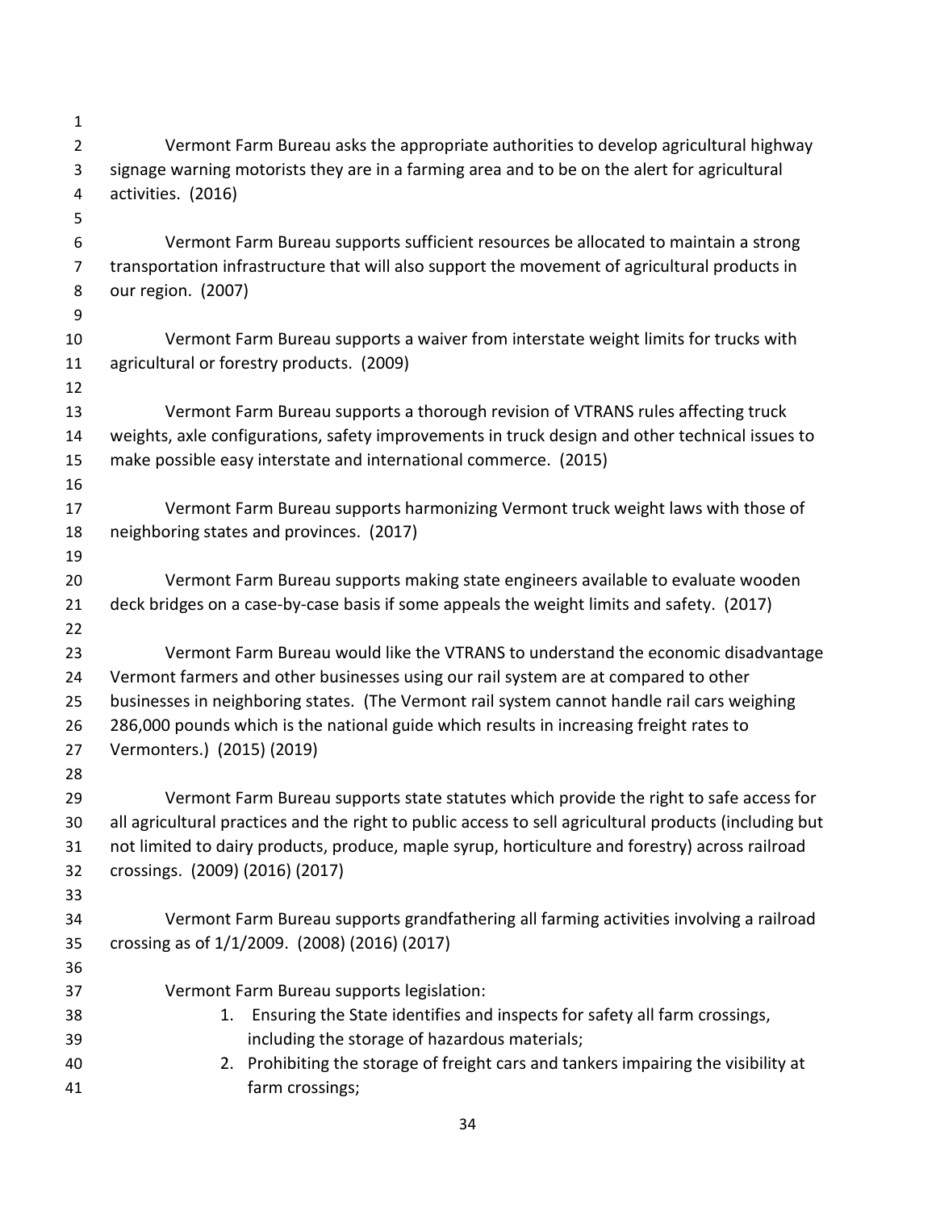Vermont Farm Bureau asks the appropriate authorities to develop agricultural highway signage warning motorists they are in a farming area and to be on the alert for agricultural activities. (2016)

Vermont Farm Bureau supports sufficient resources be allocated to maintain a strong transportation infrastructure that will also support the movement of agricultural products in our region. (2007)

Vermont Farm Bureau supports a waiver from interstate weight limits for trucks with agricultural or forestry products. (2009)

Vermont Farm Bureau supports a thorough revision of VTRANS rules affecting truck weights, axle configurations, safety improvements in truck design and other technical issues to make possible easy interstate and international commerce. (2015)

Vermont Farm Bureau supports harmonizing Vermont truck weight laws with those of neighboring states and provinces. (2017)

Vermont Farm Bureau supports making state engineers available to evaluate wooden deck bridges on a case-by-case basis if some appeals the weight limits and safety. (2017)

Vermont Farm Bureau would like the VTRANS to understand the economic disadvantage Vermont farmers and other businesses using our rail system are at compared to other businesses in neighboring states. (The Vermont rail system cannot handle rail cars weighing 286,000 pounds which is the national guide which results in increasing freight rates to Vermonters.) (2015) (2019)

Vermont Farm Bureau supports state statutes which provide the right to safe access for all agricultural practices and the right to public access to sell agricultural products (including but not limited to dairy products, produce, maple syrup, horticulture and forestry) across railroad crossings. (2009) (2016) (2017)

Vermont Farm Bureau supports grandfathering all farming activities involving a railroad crossing as of 1/1/2009. (2008) (2016) (2017)

Vermont Farm Bureau supports legislation:

1. Ensuring the State identifies and inspects for safety all farm crossings, including the storage of hazardous materials;
2. Prohibiting the storage of freight cars and tankers impairing the visibility at farm crossings;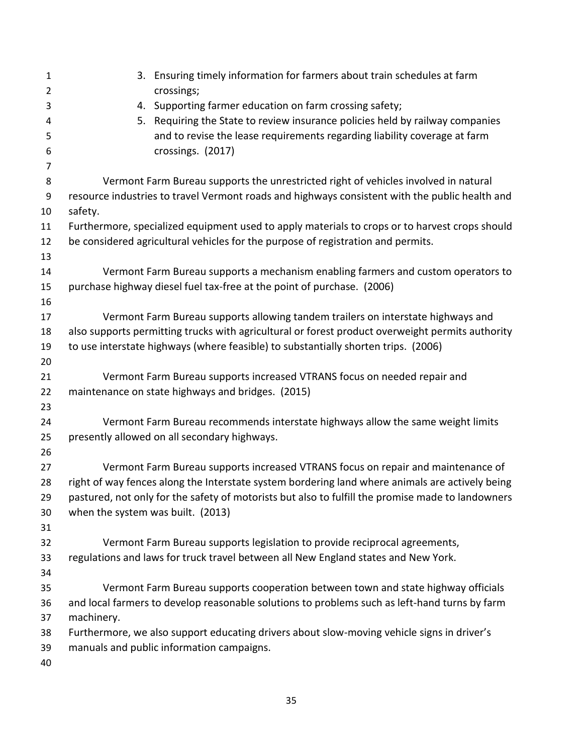3. Ensuring timely information for farmers about train schedules at farm crossings;
4. Supporting farmer education on farm crossing safety;
5. Requiring the State to review insurance policies held by railway companies and to revise the lease requirements regarding liability coverage at farm crossings. (2017)

Vermont Farm Bureau supports the unrestricted right of vehicles involved in natural resource industries to travel Vermont roads and highways consistent with the public health and safety.
Furthermore, specialized equipment used to apply materials to crops or to harvest crops should be considered agricultural vehicles for the purpose of registration and permits.

Vermont Farm Bureau supports a mechanism enabling farmers and custom operators to purchase highway diesel fuel tax-free at the point of purchase. (2006)

Vermont Farm Bureau supports allowing tandem trailers on interstate highways and also supports permitting trucks with agricultural or forest product overweight permits authority to use interstate highways (where feasible) to substantially shorten trips. (2006)

Vermont Farm Bureau supports increased VTRANS focus on needed repair and maintenance on state highways and bridges. (2015)

Vermont Farm Bureau recommends interstate highways allow the same weight limits presently allowed on all secondary highways.

Vermont Farm Bureau supports increased VTRANS focus on repair and maintenance of right of way fences along the Interstate system bordering land where animals are actively being pastured, not only for the safety of motorists but also to fulfill the promise made to landowners when the system was built. (2013)

Vermont Farm Bureau supports legislation to provide reciprocal agreements, regulations and laws for truck travel between all New England states and New York.

Vermont Farm Bureau supports cooperation between town and state highway officials and local farmers to develop reasonable solutions to problems such as left-hand turns by farm machinery.
Furthermore, we also support educating drivers about slow-moving vehicle signs in driver's manuals and public information campaigns.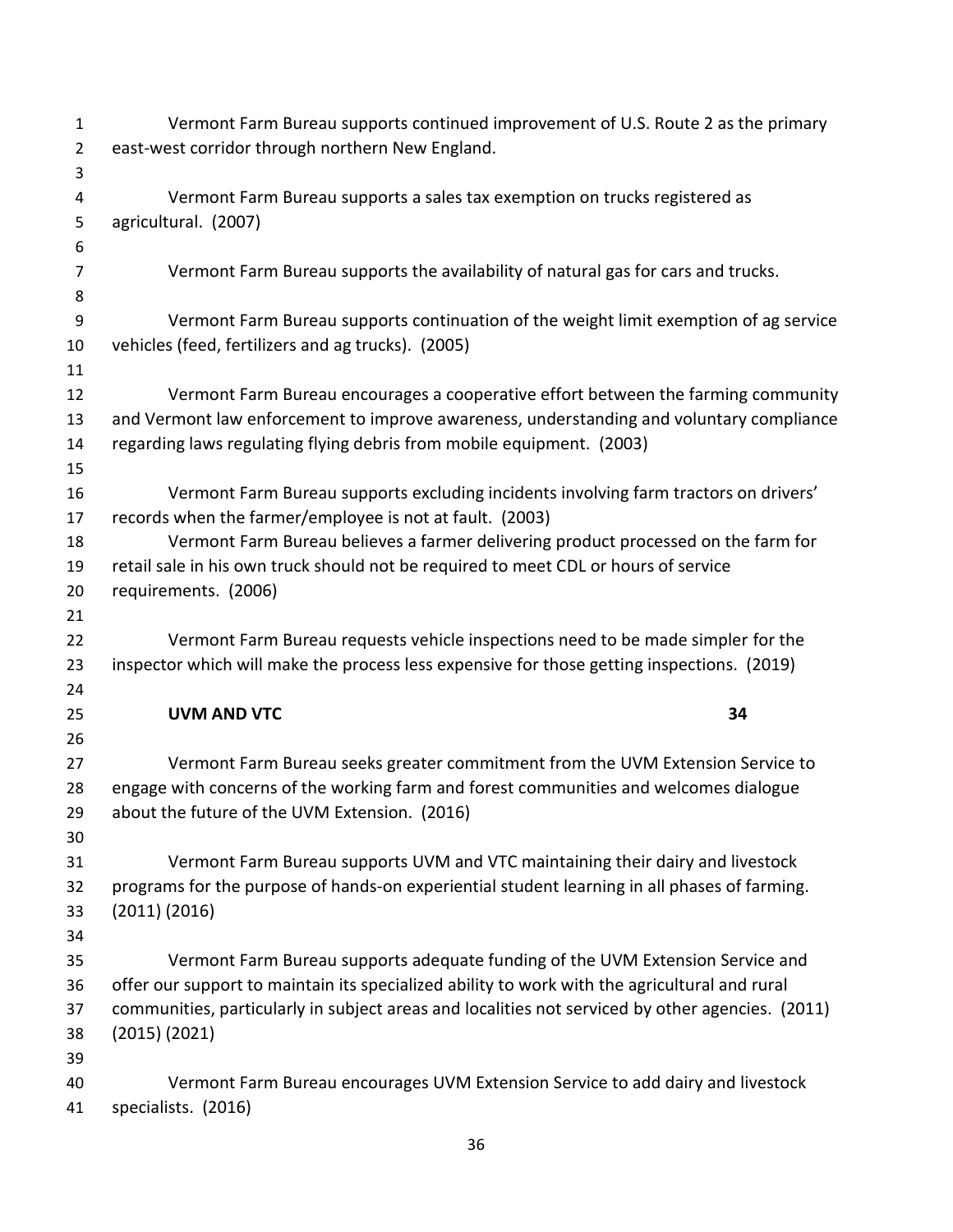Vermont Farm Bureau supports continued improvement of U.S. Route 2 as the primary east-west corridor through northern New England.

Vermont Farm Bureau supports a sales tax exemption on trucks registered as agricultural. (2007)

Vermont Farm Bureau supports the availability of natural gas for cars and trucks.

Vermont Farm Bureau supports continuation of the weight limit exemption of ag service vehicles (feed, fertilizers and ag trucks). (2005)

Vermont Farm Bureau encourages a cooperative effort between the farming community and Vermont law enforcement to improve awareness, understanding and voluntary compliance regarding laws regulating flying debris from mobile equipment. (2003)

Vermont Farm Bureau supports excluding incidents involving farm tractors on drivers' records when the farmer/employee is not at fault. (2003)

Vermont Farm Bureau believes a farmer delivering product processed on the farm for retail sale in his own truck should not be required to meet CDL or hours of service requirements. (2006)

Vermont Farm Bureau requests vehicle inspections need to be made simpler for the inspector which will make the process less expensive for those getting inspections. (2019)

## UVM AND VTC 34

Vermont Farm Bureau seeks greater commitment from the UVM Extension Service to engage with concerns of the working farm and forest communities and welcomes dialogue about the future of the UVM Extension. (2016)

Vermont Farm Bureau supports UVM and VTC maintaining their dairy and livestock programs for the purpose of hands-on experiential student learning in all phases of farming. (2011) (2016)

Vermont Farm Bureau supports adequate funding of the UVM Extension Service and offer our support to maintain its specialized ability to work with the agricultural and rural communities, particularly in subject areas and localities not serviced by other agencies. (2011) (2015) (2021)

Vermont Farm Bureau encourages UVM Extension Service to add dairy and livestock specialists. (2016)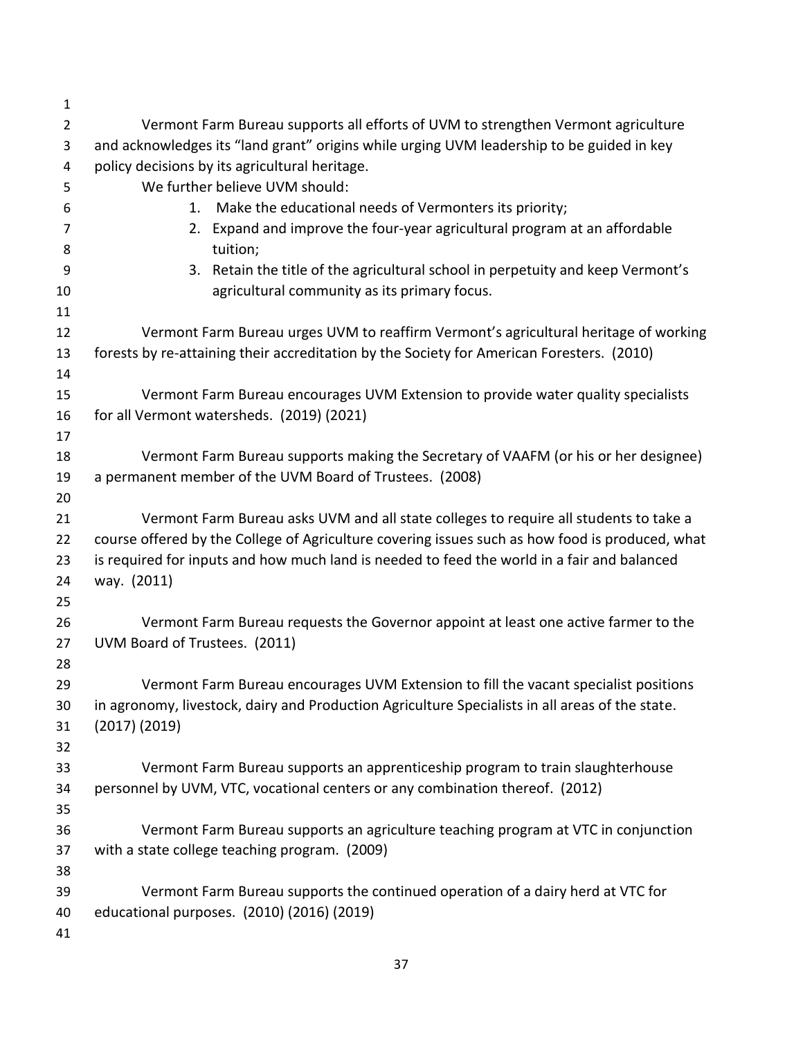Vermont Farm Bureau supports all efforts of UVM to strengthen Vermont agriculture and acknowledges its "land grant" origins while urging UVM leadership to be guided in key policy decisions by its agricultural heritage.

We further believe UVM should:

1. Make the educational needs of Vermonters its priority;
2. Expand and improve the four-year agricultural program at an affordable tuition;
3. Retain the title of the agricultural school in perpetuity and keep Vermont's agricultural community as its primary focus.

Vermont Farm Bureau urges UVM to reaffirm Vermont's agricultural heritage of working forests by re-attaining their accreditation by the Society for American Foresters. (2010)

Vermont Farm Bureau encourages UVM Extension to provide water quality specialists for all Vermont watersheds. (2019) (2021)

Vermont Farm Bureau supports making the Secretary of VAAFM (or his or her designee) a permanent member of the UVM Board of Trustees. (2008)

Vermont Farm Bureau asks UVM and all state colleges to require all students to take a course offered by the College of Agriculture covering issues such as how food is produced, what is required for inputs and how much land is needed to feed the world in a fair and balanced way. (2011)

Vermont Farm Bureau requests the Governor appoint at least one active farmer to the UVM Board of Trustees. (2011)

Vermont Farm Bureau encourages UVM Extension to fill the vacant specialist positions in agronomy, livestock, dairy and Production Agriculture Specialists in all areas of the state. (2017) (2019)

Vermont Farm Bureau supports an apprenticeship program to train slaughterhouse personnel by UVM, VTC, vocational centers or any combination thereof. (2012)

Vermont Farm Bureau supports an agriculture teaching program at VTC in conjunction with a state college teaching program. (2009)

Vermont Farm Bureau supports the continued operation of a dairy herd at VTC for educational purposes. (2010) (2016) (2019)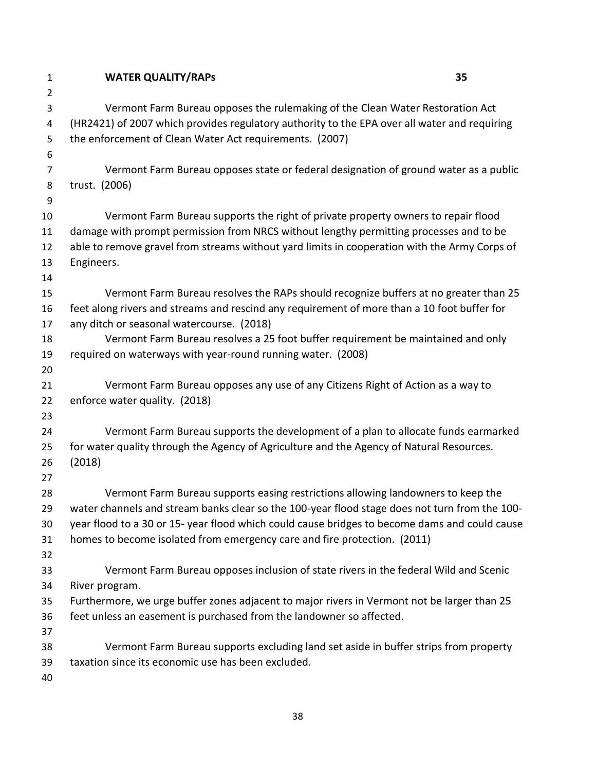**WATER QUALITY/RAPs** **35**

Vermont Farm Bureau opposes the rulemaking of the Clean Water Restoration Act (HR2421) of 2007 which provides regulatory authority to the EPA over all water and requiring the enforcement of Clean Water Act requirements. (2007)

Vermont Farm Bureau opposes state or federal designation of ground water as a public trust. (2006)

Vermont Farm Bureau supports the right of private property owners to repair flood damage with prompt permission from NRCS without lengthy permitting processes and to be able to remove gravel from streams without yard limits in cooperation with the Army Corps of Engineers.

Vermont Farm Bureau resolves the RAPs should recognize buffers at no greater than 25 feet along rivers and streams and rescind any requirement of more than a 10 foot buffer for any ditch or seasonal watercourse. (2018)

Vermont Farm Bureau resolves a 25 foot buffer requirement be maintained and only required on waterways with year-round running water. (2008)

Vermont Farm Bureau opposes any use of any Citizens Right of Action as a way to enforce water quality. (2018)

Vermont Farm Bureau supports the development of a plan to allocate funds earmarked for water quality through the Agency of Agriculture and the Agency of Natural Resources. (2018)

Vermont Farm Bureau supports easing restrictions allowing landowners to keep the water channels and stream banks clear so the 100-year flood stage does not turn from the 100-year flood to a 30 or 15- year flood which could cause bridges to become dams and could cause homes to become isolated from emergency care and fire protection. (2011)

Vermont Farm Bureau opposes inclusion of state rivers in the federal Wild and Scenic River program.
Furthermore, we urge buffer zones adjacent to major rivers in Vermont not be larger than 25 feet unless an easement is purchased from the landowner so affected.

Vermont Farm Bureau supports excluding land set aside in buffer strips from property taxation since its economic use has been excluded.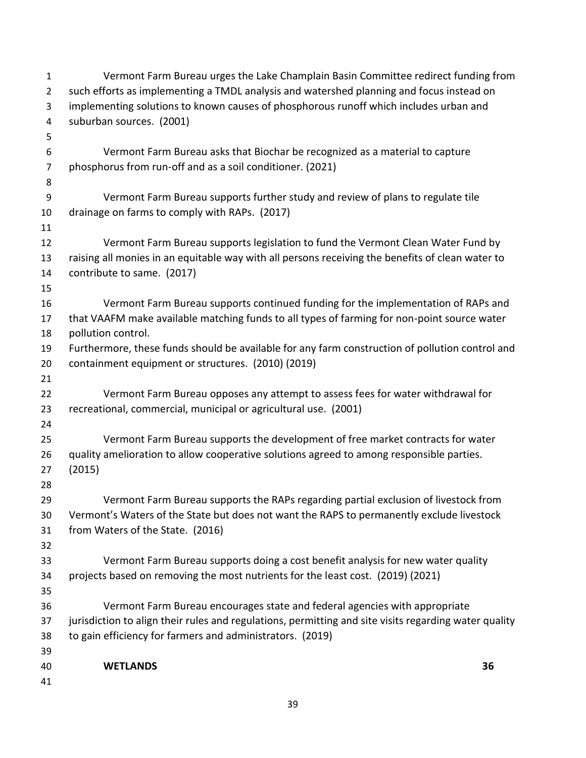Vermont Farm Bureau urges the Lake Champlain Basin Committee redirect funding from such efforts as implementing a TMDL analysis and watershed planning and focus instead on implementing solutions to known causes of phosphorous runoff which includes urban and suburban sources. (2001)

Vermont Farm Bureau asks that Biochar be recognized as a material to capture phosphorus from run-off and as a soil conditioner. (2021)

Vermont Farm Bureau supports further study and review of plans to regulate tile drainage on farms to comply with RAPs. (2017)

Vermont Farm Bureau supports legislation to fund the Vermont Clean Water Fund by raising all monies in an equitable way with all persons receiving the benefits of clean water to contribute to same. (2017)

Vermont Farm Bureau supports continued funding for the implementation of RAPs and that VAAFM make available matching funds to all types of farming for non-point source water pollution control.
Furthermore, these funds should be available for any farm construction of pollution control and containment equipment or structures. (2010) (2019)

Vermont Farm Bureau opposes any attempt to assess fees for water withdrawal for recreational, commercial, municipal or agricultural use. (2001)

Vermont Farm Bureau supports the development of free market contracts for water quality amelioration to allow cooperative solutions agreed to among responsible parties. (2015)

Vermont Farm Bureau supports the RAPs regarding partial exclusion of livestock from Vermont's Waters of the State but does not want the RAPS to permanently exclude livestock from Waters of the State. (2016)

Vermont Farm Bureau supports doing a cost benefit analysis for new water quality projects based on removing the most nutrients for the least cost. (2019) (2021)

Vermont Farm Bureau encourages state and federal agencies with appropriate jurisdiction to align their rules and regulations, permitting and site visits regarding water quality to gain efficiency for farmers and administrators. (2019)

**WETLANDS** **36**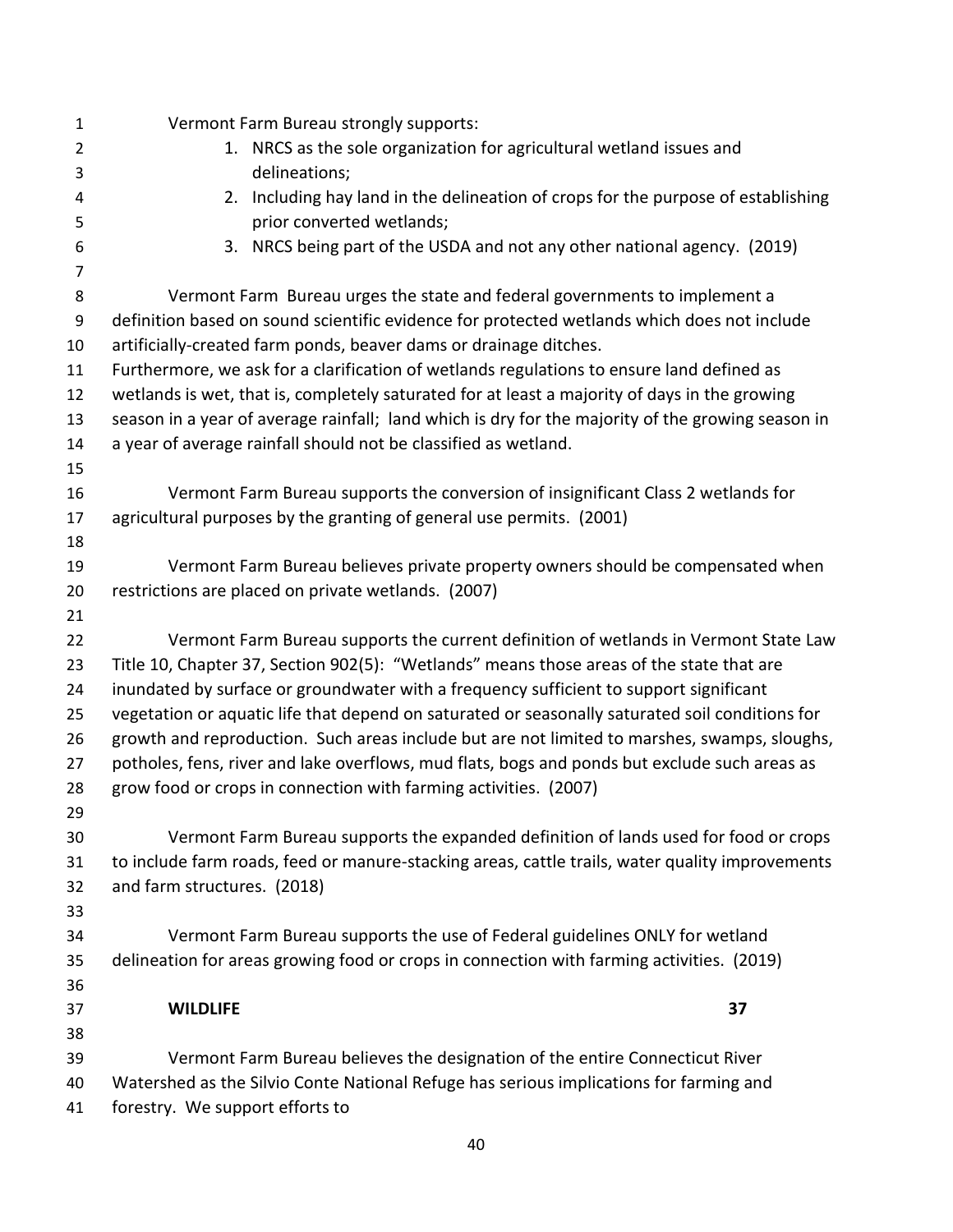Vermont Farm Bureau strongly supports:

1. NRCS as the sole organization for agricultural wetland issues and delineations;
2. Including hay land in the delineation of crops for the purpose of establishing prior converted wetlands;
3. NRCS being part of the USDA and not any other national agency. (2019)

Vermont Farm Bureau urges the state and federal governments to implement a definition based on sound scientific evidence for protected wetlands which does not include artificially-created farm ponds, beaver dams or drainage ditches.
Furthermore, we ask for a clarification of wetlands regulations to ensure land defined as wetlands is wet, that is, completely saturated for at least a majority of days in the growing season in a year of average rainfall; land which is dry for the majority of the growing season in a year of average rainfall should not be classified as wetland.

Vermont Farm Bureau supports the conversion of insignificant Class 2 wetlands for agricultural purposes by the granting of general use permits. (2001)

Vermont Farm Bureau believes private property owners should be compensated when restrictions are placed on private wetlands. (2007)

Vermont Farm Bureau supports the current definition of wetlands in Vermont State Law Title 10, Chapter 37, Section 902(5): "Wetlands" means those areas of the state that are inundated by surface or groundwater with a frequency sufficient to support significant vegetation or aquatic life that depend on saturated or seasonally saturated soil conditions for growth and reproduction. Such areas include but are not limited to marshes, swamps, sloughs, potholes, fens, river and lake overflows, mud flats, bogs and ponds but exclude such areas as grow food or crops in connection with farming activities. (2007)

Vermont Farm Bureau supports the expanded definition of lands used for food or crops to include farm roads, feed or manure-stacking areas, cattle trails, water quality improvements and farm structures. (2018)

Vermont Farm Bureau supports the use of Federal guidelines ONLY for wetland delineation for areas growing food or crops in connection with farming activities. (2019)

## WILDLIFE 37

Vermont Farm Bureau believes the designation of the entire Connecticut River Watershed as the Silvio Conte National Refuge has serious implications for farming and forestry. We support efforts to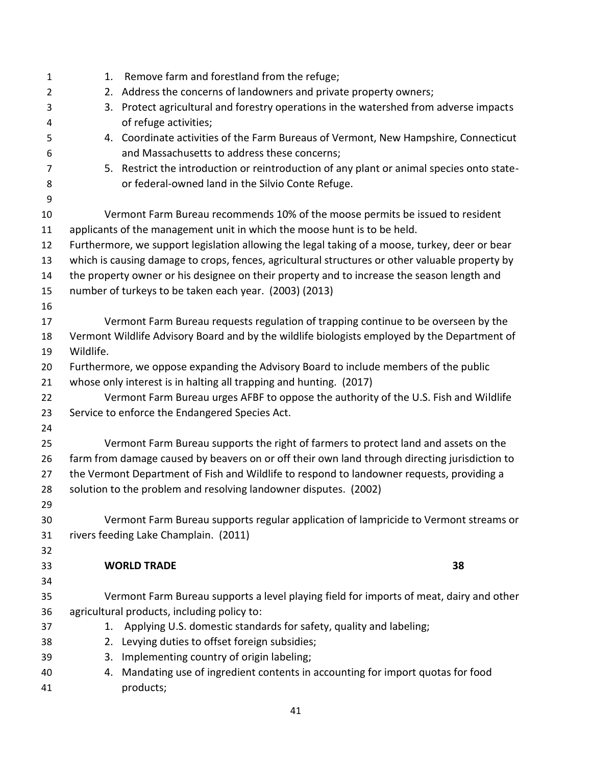1. Remove farm and forestland from the refuge;
2. Address the concerns of landowners and private property owners;
3. Protect agricultural and forestry operations in the watershed from adverse impacts of refuge activities;
4. Coordinate activities of the Farm Bureaus of Vermont, New Hampshire, Connecticut and Massachusetts to address these concerns;
5. Restrict the introduction or reintroduction of any plant or animal species onto state- or federal-owned land in the Silvio Conte Refuge.

Vermont Farm Bureau recommends 10% of the moose permits be issued to resident applicants of the management unit in which the moose hunt is to be held. Furthermore, we support legislation allowing the legal taking of a moose, turkey, deer or bear which is causing damage to crops, fences, agricultural structures or other valuable property by the property owner or his designee on their property and to increase the season length and number of turkeys to be taken each year. (2003) (2013)

Vermont Farm Bureau requests regulation of trapping continue to be overseen by the Vermont Wildlife Advisory Board and by the wildlife biologists employed by the Department of Wildlife. Furthermore, we oppose expanding the Advisory Board to include members of the public whose only interest is in halting all trapping and hunting. (2017)

Vermont Farm Bureau urges AFBF to oppose the authority of the U.S. Fish and Wildlife Service to enforce the Endangered Species Act.

Vermont Farm Bureau supports the right of farmers to protect land and assets on the farm from damage caused by beavers on or off their own land through directing jurisdiction to the Vermont Department of Fish and Wildlife to respond to landowner requests, providing a solution to the problem and resolving landowner disputes. (2002)

Vermont Farm Bureau supports regular application of lampricide to Vermont streams or rivers feeding Lake Champlain. (2011)

## WORLD TRADE 38

Vermont Farm Bureau supports a level playing field for imports of meat, dairy and other agricultural products, including policy to:

1. Applying U.S. domestic standards for safety, quality and labeling;
2. Levying duties to offset foreign subsidies;
3. Implementing country of origin labeling;
4. Mandating use of ingredient contents in accounting for import quotas for food products;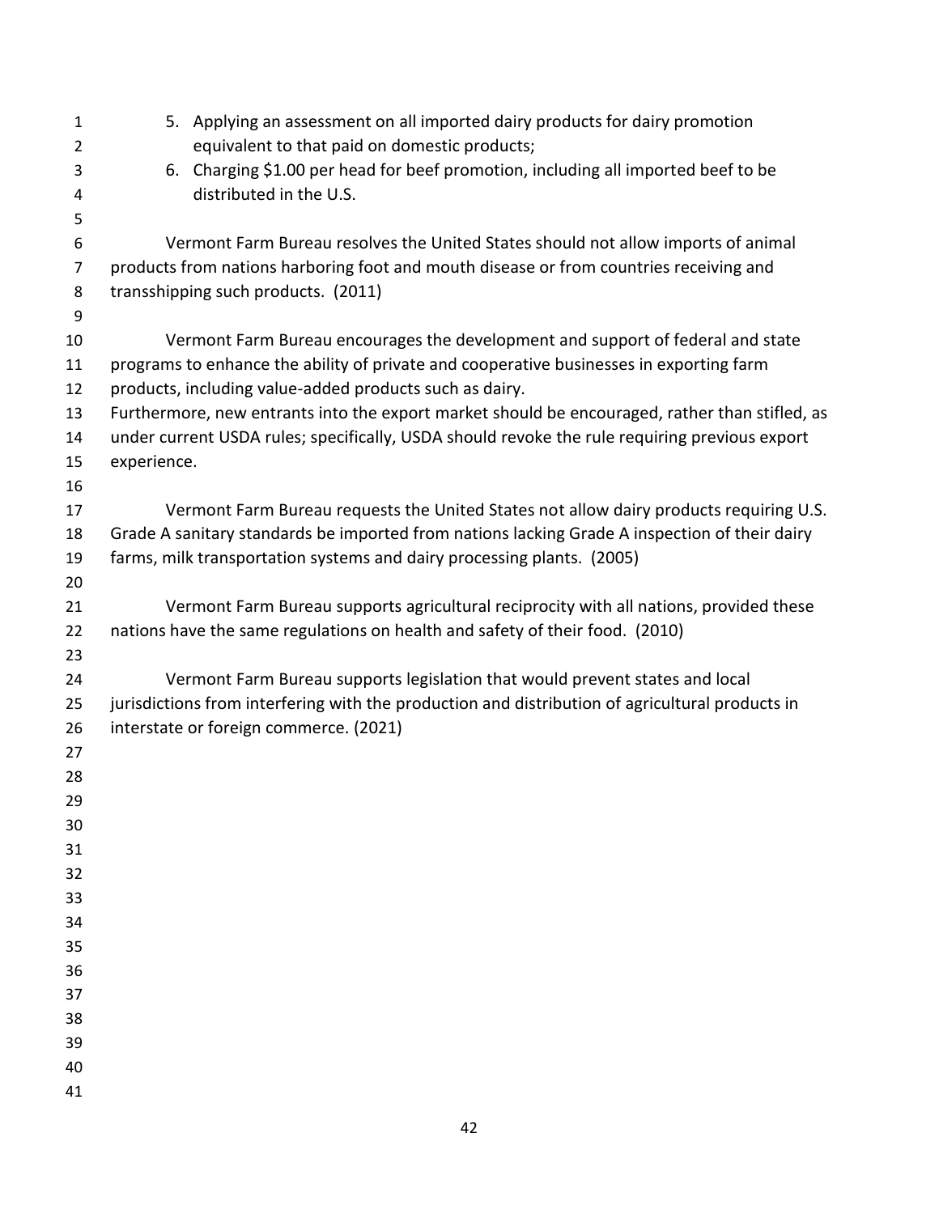5. Applying an assessment on all imported dairy products for dairy promotion equivalent to that paid on domestic products;
6. Charging $1.00 per head for beef promotion, including all imported beef to be distributed in the U.S.

Vermont Farm Bureau resolves the United States should not allow imports of animal products from nations harboring foot and mouth disease or from countries receiving and transshipping such products. (2011)

Vermont Farm Bureau encourages the development and support of federal and state programs to enhance the ability of private and cooperative businesses in exporting farm products, including value-added products such as dairy.
Furthermore, new entrants into the export market should be encouraged, rather than stifled, as under current USDA rules; specifically, USDA should revoke the rule requiring previous export experience.

Vermont Farm Bureau requests the United States not allow dairy products requiring U.S. Grade A sanitary standards be imported from nations lacking Grade A inspection of their dairy farms, milk transportation systems and dairy processing plants. (2005)

Vermont Farm Bureau supports agricultural reciprocity with all nations, provided these nations have the same regulations on health and safety of their food. (2010)

Vermont Farm Bureau supports legislation that would prevent states and local jurisdictions from interfering with the production and distribution of agricultural products in interstate or foreign commerce. (2021)